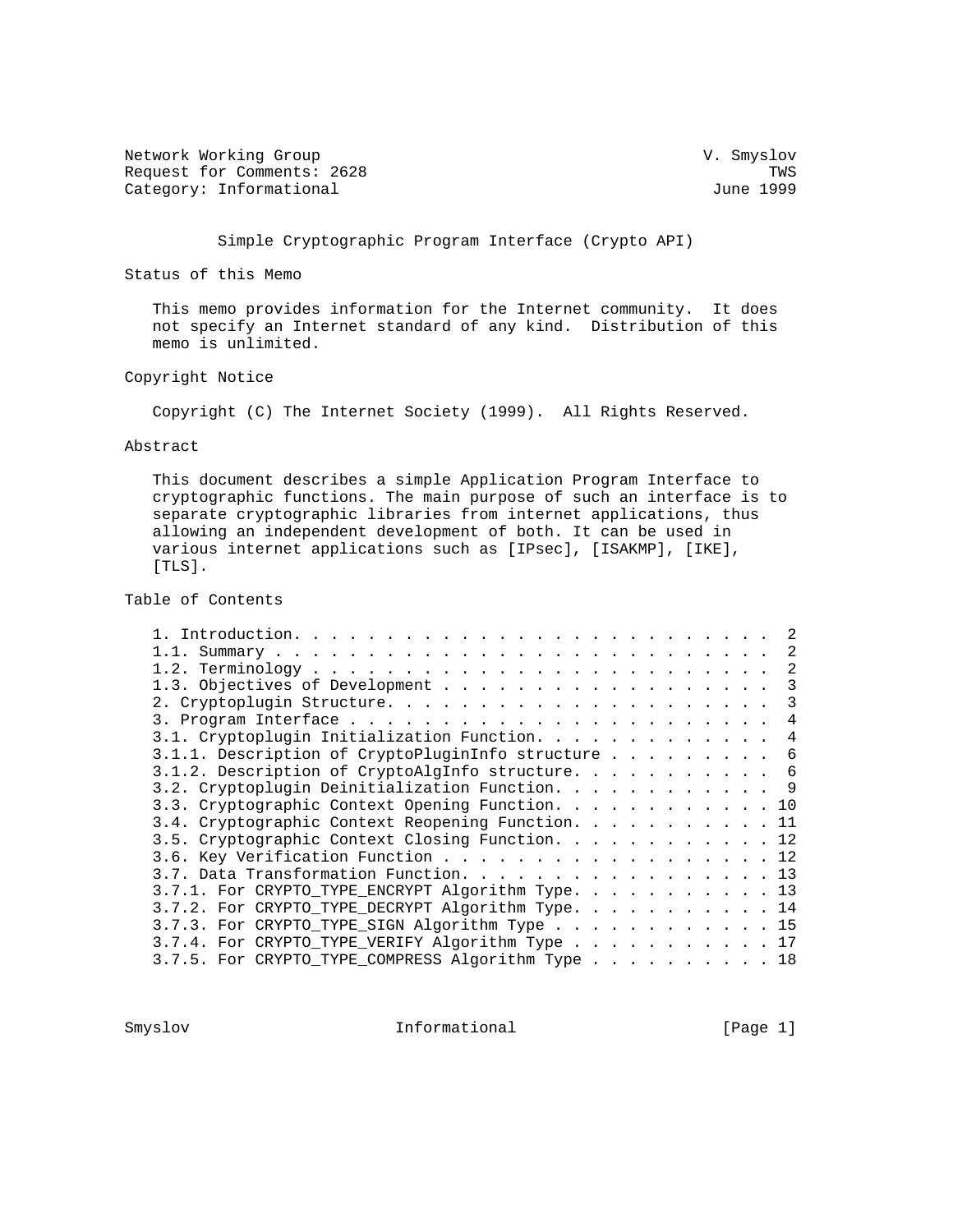Network Working Group V. Smyslov
Request for Comments: 2628 TWS
Category: Informational June 1999

# Simple Cryptographic Program Interface (Crypto API)

## Status of this Memo

This memo provides information for the Internet community. It does not specify an Internet standard of any kind. Distribution of this memo is unlimited.

## Copyright Notice

Copyright (C) The Internet Society (1999). All Rights Reserved.

## Abstract

This document describes a simple Application Program Interface to cryptographic functions. The main purpose of such an interface is to separate cryptographic libraries from internet applications, thus allowing an independent development of both. It can be used in various internet applications such as [IPsec], [ISAKMP], [IKE], [TLS].

## Table of Contents

```
1. Introduction. . . . . . . . . . . . . . . . . . . . . . . . .  2
1.1. Summary . . . . . . . . . . . . . . . . . . . . . . . . . .  2
1.2. Terminology . . . . . . . . . . . . . . . . . . . . . . . .  2
1.3. Objectives of Development . . . . . . . . . . . . . . . . .  3
2. Cryptoplugin Structure. . . . . . . . . . . . . . . . . . . .  3
3. Program Interface . . . . . . . . . . . . . . . . . . . . . .  4
3.1. Cryptoplugin Initialization Function. . . . . . . . . . . .  4
3.1.1. Description of CryptoPluginInfo structure . . . . . . . .  6
3.1.2. Description of CryptoAlgInfo structure. . . . . . . . . .  6
3.2. Cryptoplugin Deinitialization Function. . . . . . . . . . .  9
3.3. Cryptographic Context Opening Function. . . . . . . . . . . 10
3.4. Cryptographic Context Reopening Function. . . . . . . . . . 11
3.5. Cryptographic Context Closing Function. . . . . . . . . . . 12
3.6. Key Verification Function . . . . . . . . . . . . . . . . . 12
3.7. Data Transformation Function. . . . . . . . . . . . . . . . 13
3.7.1. For CRYPTO_TYPE_ENCRYPT Algorithm Type. . . . . . . . . . 13
3.7.2. For CRYPTO_TYPE_DECRYPT Algorithm Type. . . . . . . . . . 14
3.7.3. For CRYPTO_TYPE_SIGN Algorithm Type . . . . . . . . . . . 15
3.7.4. For CRYPTO_TYPE_VERIFY Algorithm Type . . . . . . . . . . 17
3.7.5. For CRYPTO_TYPE_COMPRESS Algorithm Type . . . . . . . . . 18
```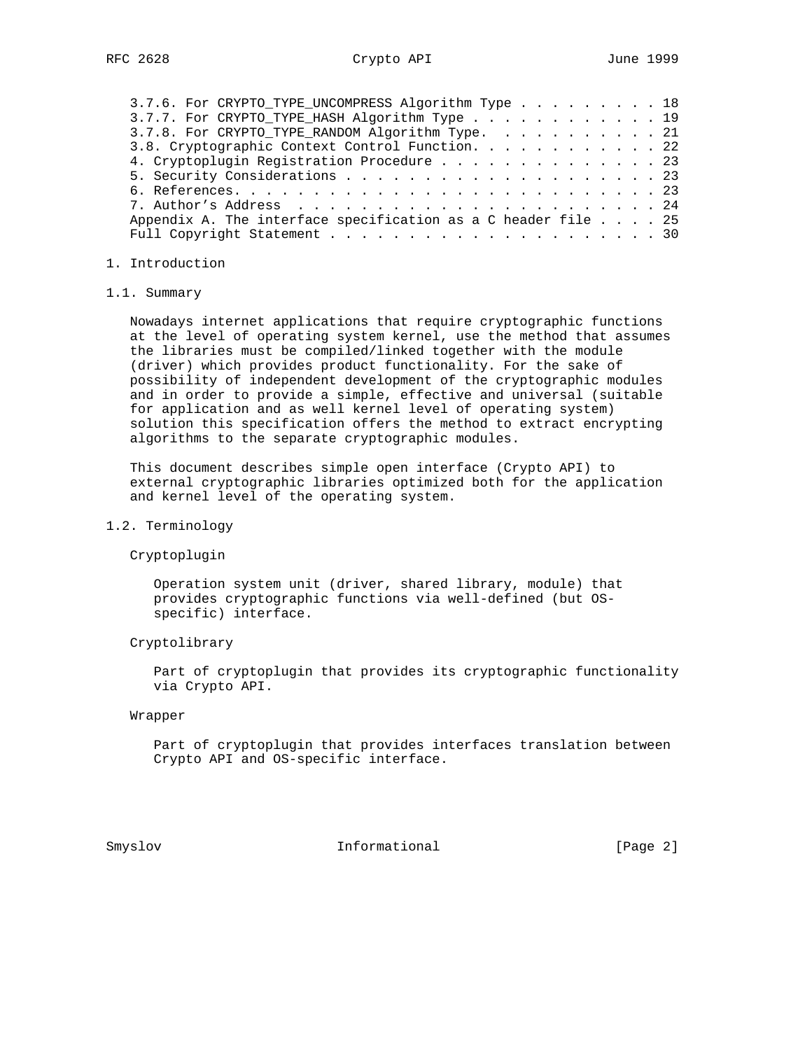3.7.6. For CRYPTO_TYPE_UNCOMPRESS Algorithm Type . . . . . . . . . 18
3.7.7. For CRYPTO_TYPE_HASH Algorithm Type . . . . . . . . . . . . 19
3.7.8. For CRYPTO_TYPE_RANDOM Algorithm Type. . . . . . . . . . . 21
3.8. Cryptographic Context Control Function. . . . . . . . . . . . 22
4. Cryptoplugin Registration Procedure . . . . . . . . . . . . . . 23
5. Security Considerations . . . . . . . . . . . . . . . . . . . . 23
6. References. . . . . . . . . . . . . . . . . . . . . . . . . . . 23
7. Author's Address . . . . . . . . . . . . . . . . . . . . . . . 24
Appendix A. The interface specification as a C header file . . . . 25
Full Copyright Statement . . . . . . . . . . . . . . . . . . . . . 30

# 1. Introduction

## 1.1. Summary

Nowadays internet applications that require cryptographic functions at the level of operating system kernel, use the method that assumes the libraries must be compiled/linked together with the module (driver) which provides product functionality. For the sake of possibility of independent development of the cryptographic modules and in order to provide a simple, effective and universal (suitable for application and as well kernel level of operating system) solution this specification offers the method to extract encrypting algorithms to the separate cryptographic modules.

This document describes simple open interface (Crypto API) to external cryptographic libraries optimized both for the application and kernel level of the operating system.

## 1.2. Terminology

Cryptoplugin

Operation system unit (driver, shared library, module) that provides cryptographic functions via well-defined (but OS-specific) interface.

Cryptolibrary

Part of cryptoplugin that provides its cryptographic functionality via Crypto API.

Wrapper

Part of cryptoplugin that provides interfaces translation between Crypto API and OS-specific interface.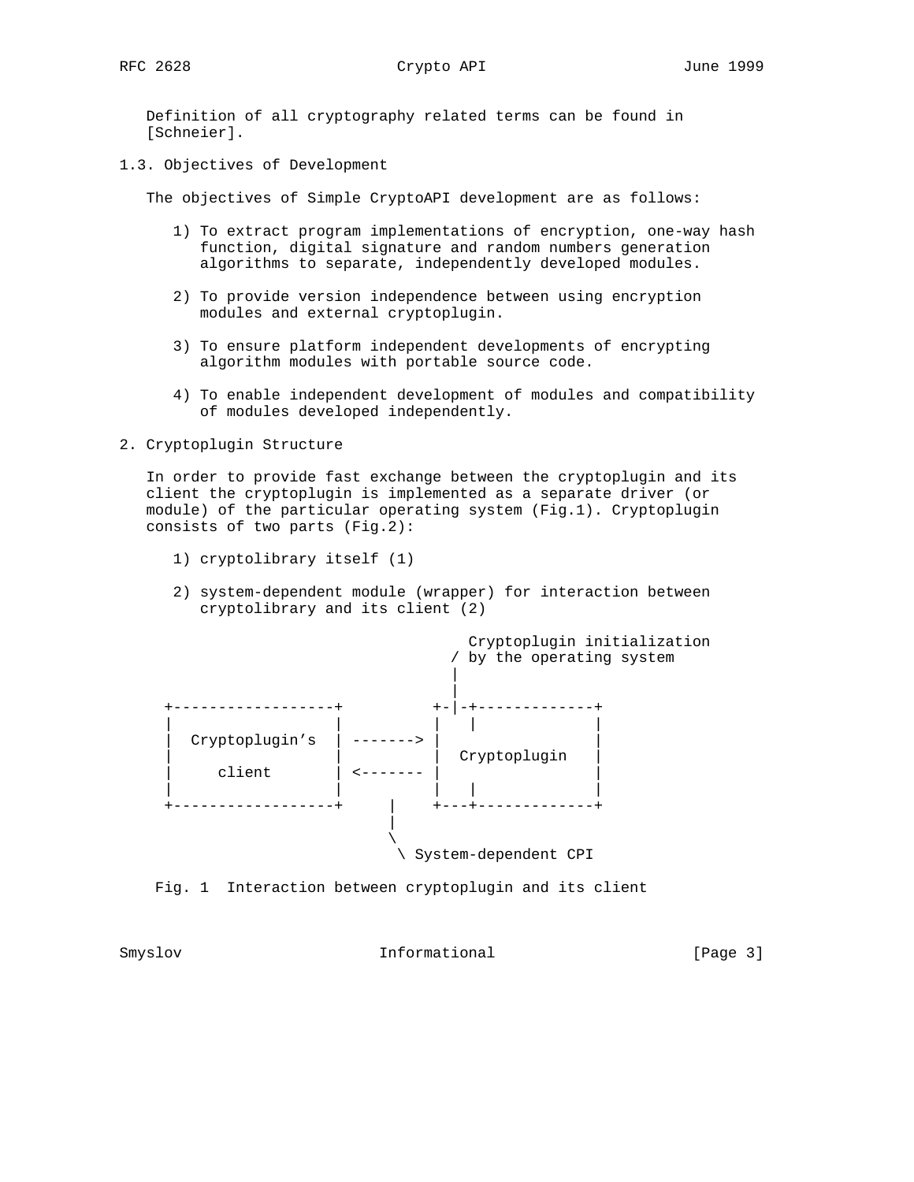Definition of all cryptography related terms can be found in [Schneier].

## 1.3. Objectives of Development

The objectives of Simple CryptoAPI development are as follows:

1) To extract program implementations of encryption, one-way hash function, digital signature and random numbers generation algorithms to separate, independently developed modules.

2) To provide version independence between using encryption modules and external cryptoplugin.

3) To ensure platform independent developments of encrypting algorithm modules with portable source code.

4) To enable independent development of modules and compatibility of modules developed independently.

# 2. Cryptoplugin Structure

In order to provide fast exchange between the cryptoplugin and its client the cryptoplugin is implemented as a separate driver (or module) of the particular operating system (Fig.1). Cryptoplugin consists of two parts (Fig.2):

1) cryptolibrary itself (1)

2) system-dependent module (wrapper) for interaction between cryptolibrary and its client (2)

```
                                Cryptoplugin initialization
                              / by the operating system
                              |
                              |
  +------------------+       +-|-+-------------+
  |                  |       |   |             |
  |  Cryptoplugin's  | ------->  |             |
  |                  |       |  Cryptoplugin   |
  |     client       | <-------  |             |
  |                  |       |   |             |
  +------------------+    |    +---+-------------+
                          |
                          \
                           \ System-dependent CPI
```

Fig. 1  Interaction between cryptoplugin and its client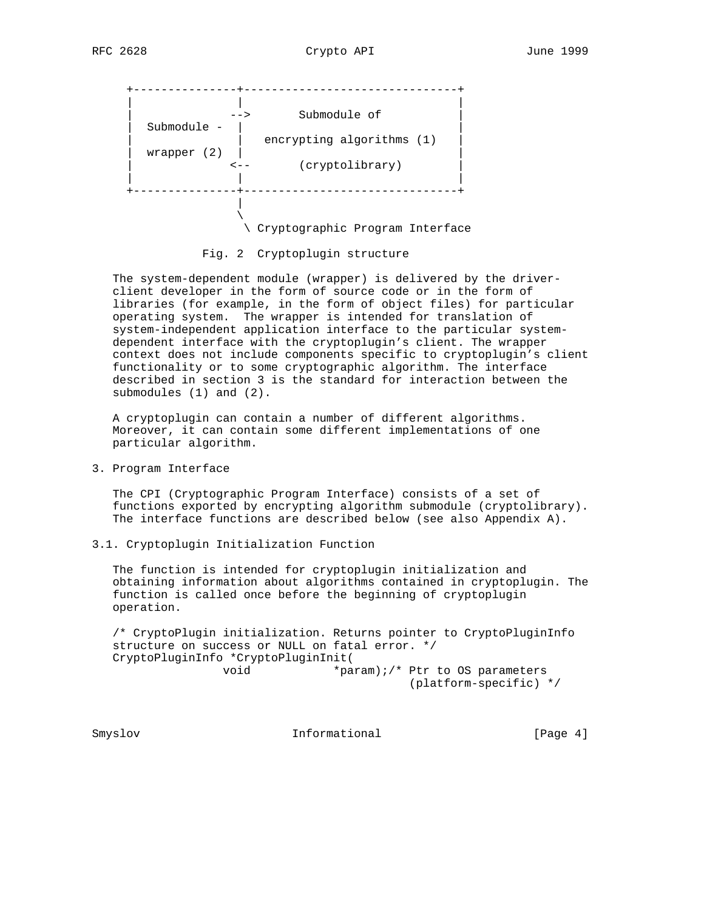```
      +---------------+-------------------------------+
      |               |                               |
      |              -->       Submodule of           |
      |  Submodule -  |                               |
      |               |   encrypting algorithms (1)   |
      |  wrapper (2)  |                               |
      |              <--       (cryptolibrary)        |
      |               |                               |
      +---------------+-------------------------------+
                      |
                      \
                       \ Cryptographic Program Interface
```

Fig. 2 Cryptoplugin structure

The system-dependent module (wrapper) is delivered by the driver-client developer in the form of source code or in the form of libraries (for example, in the form of object files) for particular operating system. The wrapper is intended for translation of system-independent application interface to the particular system-dependent interface with the cryptoplugin's client. The wrapper context does not include components specific to cryptoplugin's client functionality or to some cryptographic algorithm. The interface described in section 3 is the standard for interaction between the submodules (1) and (2).

A cryptoplugin can contain a number of different algorithms. Moreover, it can contain some different implementations of one particular algorithm.

## 3. Program Interface

The CPI (Cryptographic Program Interface) consists of a set of functions exported by encrypting algorithm submodule (cryptolibrary). The interface functions are described below (see also Appendix A).

### 3.1. Cryptoplugin Initialization Function

The function is intended for cryptoplugin initialization and obtaining information about algorithms contained in cryptoplugin. The function is called once before the beginning of cryptoplugin operation.

```
/* CryptoPlugin initialization. Returns pointer to CryptoPluginInfo
structure on success or NULL on fatal error. */
CryptoPluginInfo *CryptoPluginInit(
                void            *param);/* Ptr to OS parameters
                                           (platform-specific) */
```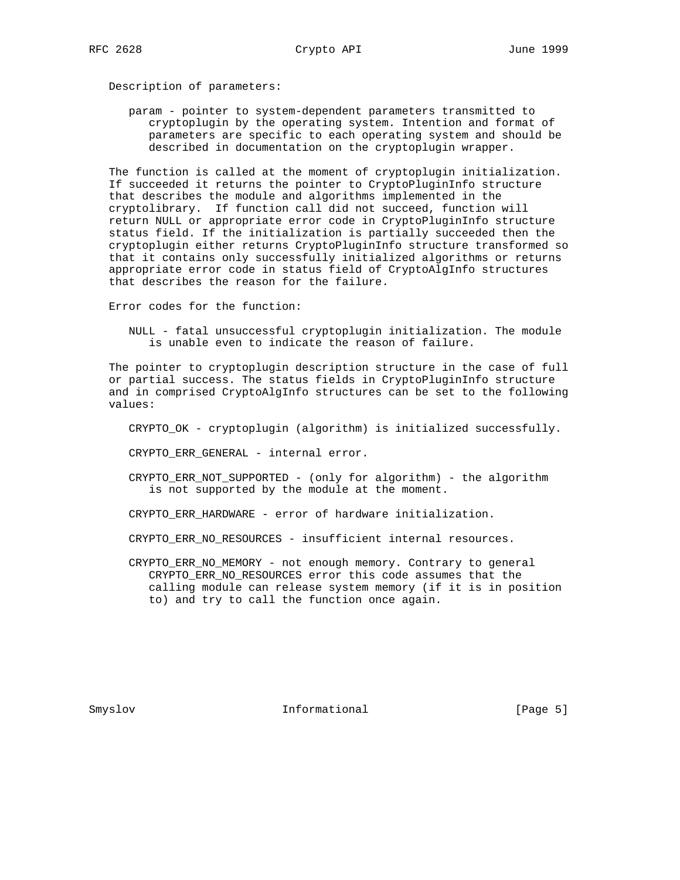Description of parameters:

param - pointer to system-dependent parameters transmitted to cryptoplugin by the operating system. Intention and format of parameters are specific to each operating system and should be described in documentation on the cryptoplugin wrapper.

The function is called at the moment of cryptoplugin initialization. If succeeded it returns the pointer to CryptoPluginInfo structure that describes the module and algorithms implemented in the cryptolibrary. If function call did not succeed, function will return NULL or appropriate error code in CryptoPluginInfo structure status field. If the initialization is partially succeeded then the cryptoplugin either returns CryptoPluginInfo structure transformed so that it contains only successfully initialized algorithms or returns appropriate error code in status field of CryptoAlgInfo structures that describes the reason for the failure.

Error codes for the function:

NULL - fatal unsuccessful cryptoplugin initialization. The module is unable even to indicate the reason of failure.

The pointer to cryptoplugin description structure in the case of full or partial success. The status fields in CryptoPluginInfo structure and in comprised CryptoAlgInfo structures can be set to the following values:

CRYPTO_OK - cryptoplugin (algorithm) is initialized successfully.

CRYPTO_ERR_GENERAL - internal error.

CRYPTO_ERR_NOT_SUPPORTED - (only for algorithm) - the algorithm is not supported by the module at the moment.

CRYPTO_ERR_HARDWARE - error of hardware initialization.

CRYPTO_ERR_NO_RESOURCES - insufficient internal resources.

CRYPTO_ERR_NO_MEMORY - not enough memory. Contrary to general CRYPTO_ERR_NO_RESOURCES error this code assumes that the calling module can release system memory (if it is in position to) and try to call the function once again.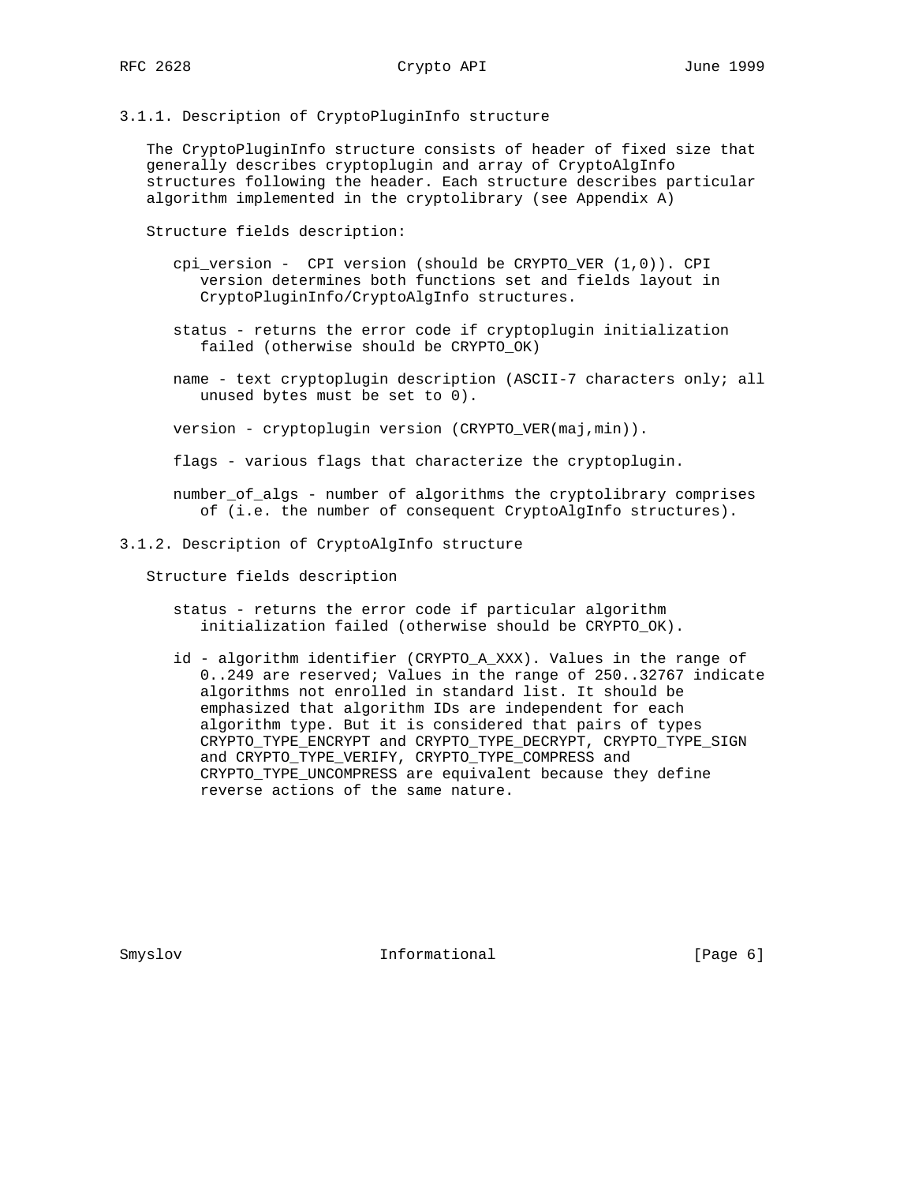### 3.1.1. Description of CryptoPluginInfo structure

The CryptoPluginInfo structure consists of header of fixed size that generally describes cryptoplugin and array of CryptoAlgInfo structures following the header. Each structure describes particular algorithm implemented in the cryptolibrary (see Appendix A)

Structure fields description:

- cpi_version - CPI version (should be CRYPTO_VER (1,0)). CPI version determines both functions set and fields layout in CryptoPluginInfo/CryptoAlgInfo structures.

- status - returns the error code if cryptoplugin initialization failed (otherwise should be CRYPTO_OK)

- name - text cryptoplugin description (ASCII-7 characters only; all unused bytes must be set to 0).

- version - cryptoplugin version (CRYPTO_VER(maj,min)).

- flags - various flags that characterize the cryptoplugin.

- number_of_algs - number of algorithms the cryptolibrary comprises of (i.e. the number of consequent CryptoAlgInfo structures).

### 3.1.2. Description of CryptoAlgInfo structure

Structure fields description

- status - returns the error code if particular algorithm initialization failed (otherwise should be CRYPTO_OK).

- id - algorithm identifier (CRYPTO_A_XXX). Values in the range of 0..249 are reserved; Values in the range of 250..32767 indicate algorithms not enrolled in standard list. It should be emphasized that algorithm IDs are independent for each algorithm type. But it is considered that pairs of types CRYPTO_TYPE_ENCRYPT and CRYPTO_TYPE_DECRYPT, CRYPTO_TYPE_SIGN and CRYPTO_TYPE_VERIFY, CRYPTO_TYPE_COMPRESS and CRYPTO_TYPE_UNCOMPRESS are equivalent because they define reverse actions of the same nature.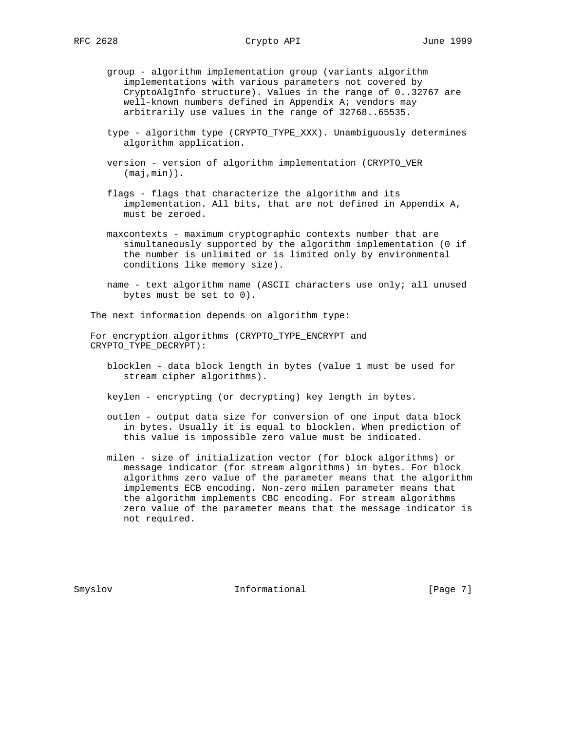group - algorithm implementation group (variants algorithm implementations with various parameters not covered by CryptoAlgInfo structure). Values in the range of 0..32767 are well-known numbers defined in Appendix A; vendors may arbitrarily use values in the range of 32768..65535.

type - algorithm type (CRYPTO_TYPE_XXX). Unambiguously determines algorithm application.

version - version of algorithm implementation (CRYPTO_VER (maj,min)).

flags - flags that characterize the algorithm and its implementation. All bits, that are not defined in Appendix A, must be zeroed.

maxcontexts - maximum cryptographic contexts number that are simultaneously supported by the algorithm implementation (0 if the number is unlimited or is limited only by environmental conditions like memory size).

name - text algorithm name (ASCII characters use only; all unused bytes must be set to 0).

The next information depends on algorithm type:

For encryption algorithms (CRYPTO_TYPE_ENCRYPT and CRYPTO_TYPE_DECRYPT):

blocklen - data block length in bytes (value 1 must be used for stream cipher algorithms).

keylen - encrypting (or decrypting) key length in bytes.

outlen - output data size for conversion of one input data block in bytes. Usually it is equal to blocklen. When prediction of this value is impossible zero value must be indicated.

milen - size of initialization vector (for block algorithms) or message indicator (for stream algorithms) in bytes. For block algorithms zero value of the parameter means that the algorithm implements ECB encoding. Non-zero milen parameter means that the algorithm implements CBC encoding. For stream algorithms zero value of the parameter means that the message indicator is not required.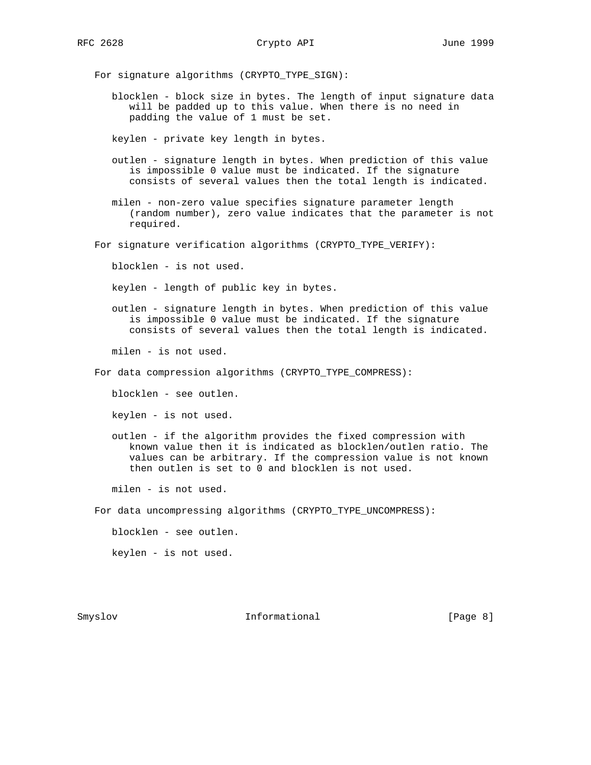For signature algorithms (CRYPTO_TYPE_SIGN):

blocklen - block size in bytes. The length of input signature data will be padded up to this value. When there is no need in padding the value of 1 must be set.

keylen - private key length in bytes.

outlen - signature length in bytes. When prediction of this value is impossible 0 value must be indicated. If the signature consists of several values then the total length is indicated.

milen - non-zero value specifies signature parameter length (random number), zero value indicates that the parameter is not required.

For signature verification algorithms (CRYPTO_TYPE_VERIFY):

blocklen - is not used.

keylen - length of public key in bytes.

outlen - signature length in bytes. When prediction of this value is impossible 0 value must be indicated. If the signature consists of several values then the total length is indicated.

milen - is not used.

For data compression algorithms (CRYPTO_TYPE_COMPRESS):

blocklen - see outlen.

keylen - is not used.

outlen - if the algorithm provides the fixed compression with known value then it is indicated as blocklen/outlen ratio. The values can be arbitrary. If the compression value is not known then outlen is set to 0 and blocklen is not used.

milen - is not used.

For data uncompressing algorithms (CRYPTO_TYPE_UNCOMPRESS):

blocklen - see outlen.

keylen - is not used.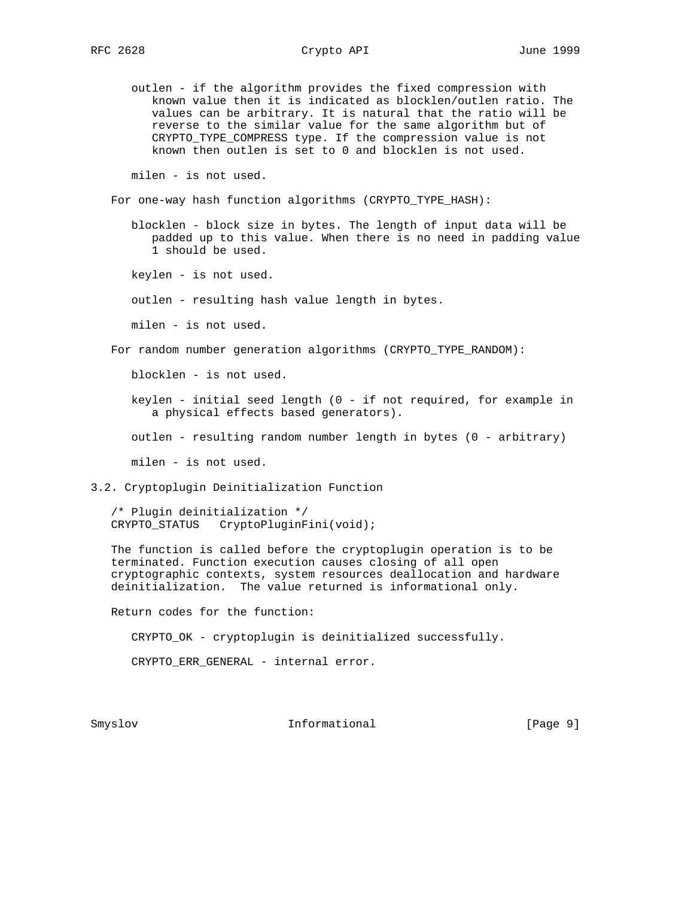outlen - if the algorithm provides the fixed compression with known value then it is indicated as blocklen/outlen ratio. The values can be arbitrary. It is natural that the ratio will be reverse to the similar value for the same algorithm but of CRYPTO_TYPE_COMPRESS type. If the compression value is not known then outlen is set to 0 and blocklen is not used.

milen - is not used.

For one-way hash function algorithms (CRYPTO_TYPE_HASH):

blocklen - block size in bytes. The length of input data will be padded up to this value. When there is no need in padding value 1 should be used.

keylen - is not used.

outlen - resulting hash value length in bytes.

milen - is not used.

For random number generation algorithms (CRYPTO_TYPE_RANDOM):

blocklen - is not used.

keylen - initial seed length (0 - if not required, for example in a physical effects based generators).

outlen - resulting random number length in bytes (0 - arbitrary)

milen - is not used.

## 3.2. Cryptoplugin Deinitialization Function

```
/* Plugin deinitialization */
CRYPTO_STATUS   CryptoPluginFini(void);
```

The function is called before the cryptoplugin operation is to be terminated. Function execution causes closing of all open cryptographic contexts, system resources deallocation and hardware deinitialization.  The value returned is informational only.

Return codes for the function:

CRYPTO_OK - cryptoplugin is deinitialized successfully.

CRYPTO_ERR_GENERAL - internal error.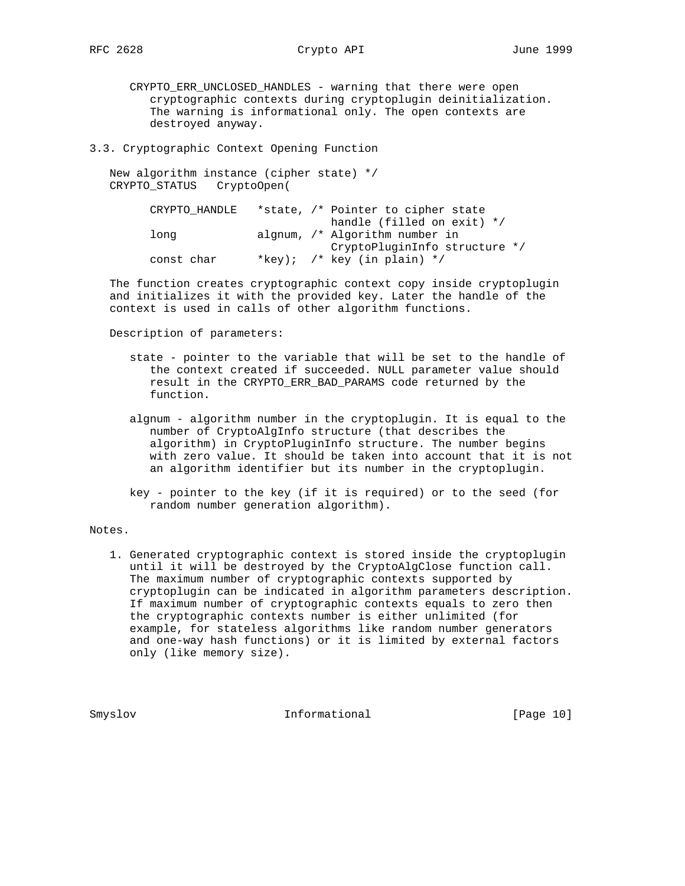CRYPTO_ERR_UNCLOSED_HANDLES - warning that there were open cryptographic contexts during cryptoplugin deinitialization. The warning is informational only. The open contexts are destroyed anyway.

### 3.3. Cryptographic Context Opening Function

```
New algorithm instance (cipher state) */
CRYPTO_STATUS   CryptoOpen(

      CRYPTO_HANDLE   *state, /* Pointer to cipher state
                                 handle (filled on exit) */
      long            algnum, /* Algorithm number in
                                 CryptoPluginInfo structure */
      const char      *key);  /* key (in plain) */
```

The function creates cryptographic context copy inside cryptoplugin and initializes it with the provided key. Later the handle of the context is used in calls of other algorithm functions.

Description of parameters:

state - pointer to the variable that will be set to the handle of the context created if succeeded. NULL parameter value should result in the CRYPTO_ERR_BAD_PARAMS code returned by the function.

algnum - algorithm number in the cryptoplugin. It is equal to the number of CryptoAlgInfo structure (that describes the algorithm) in CryptoPluginInfo structure. The number begins with zero value. It should be taken into account that it is not an algorithm identifier but its number in the cryptoplugin.

key - pointer to the key (if it is required) or to the seed (for random number generation algorithm).

Notes.

1. Generated cryptographic context is stored inside the cryptoplugin until it will be destroyed by the CryptoAlgClose function call. The maximum number of cryptographic contexts supported by cryptoplugin can be indicated in algorithm parameters description. If maximum number of cryptographic contexts equals to zero then the cryptographic contexts number is either unlimited (for example, for stateless algorithms like random number generators and one-way hash functions) or it is limited by external factors only (like memory size).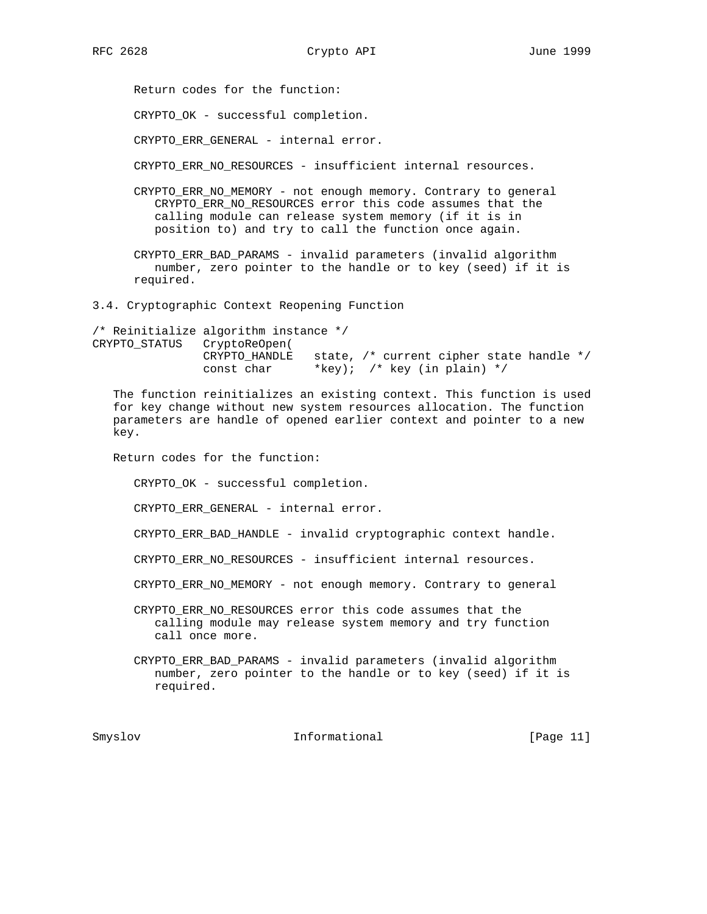Return codes for the function:

CRYPTO_OK - successful completion.

CRYPTO_ERR_GENERAL - internal error.

CRYPTO_ERR_NO_RESOURCES - insufficient internal resources.

CRYPTO_ERR_NO_MEMORY - not enough memory. Contrary to general CRYPTO_ERR_NO_RESOURCES error this code assumes that the calling module can release system memory (if it is in position to) and try to call the function once again.

CRYPTO_ERR_BAD_PARAMS - invalid parameters (invalid algorithm number, zero pointer to the handle or to key (seed) if it is required.

### 3.4. Cryptographic Context Reopening Function

```
/* Reinitialize algorithm instance */
CRYPTO_STATUS   CryptoReOpen(
                CRYPTO_HANDLE   state, /* current cipher state handle */
                const char      *key);  /* key (in plain) */
```

The function reinitializes an existing context. This function is used for key change without new system resources allocation. The function parameters are handle of opened earlier context and pointer to a new key.

Return codes for the function:

CRYPTO_OK - successful completion.

CRYPTO_ERR_GENERAL - internal error.

CRYPTO_ERR_BAD_HANDLE - invalid cryptographic context handle.

CRYPTO_ERR_NO_RESOURCES - insufficient internal resources.

CRYPTO_ERR_NO_MEMORY - not enough memory. Contrary to general

CRYPTO_ERR_NO_RESOURCES error this code assumes that the calling module may release system memory and try function call once more.

CRYPTO_ERR_BAD_PARAMS - invalid parameters (invalid algorithm number, zero pointer to the handle or to key (seed) if it is required.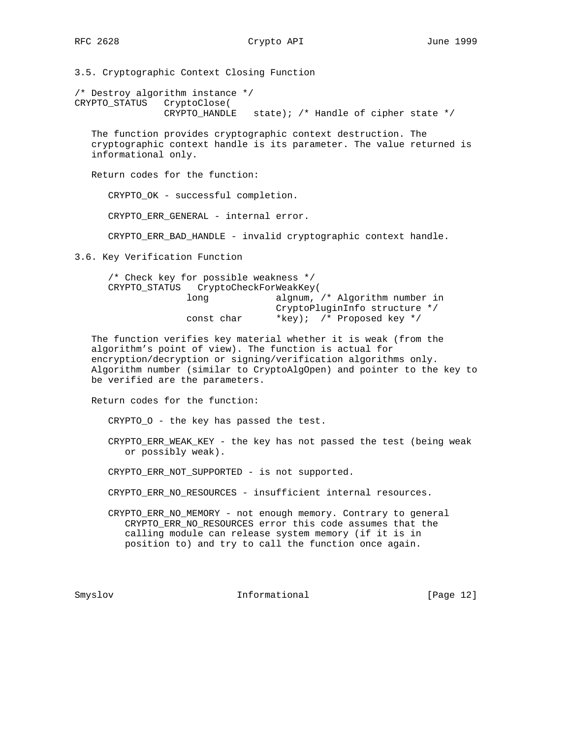### 3.5. Cryptographic Context Closing Function

```
/* Destroy algorithm instance */
CRYPTO_STATUS   CryptoClose(
                CRYPTO_HANDLE   state); /* Handle of cipher state */
```

The function provides cryptographic context destruction. The cryptographic context handle is its parameter. The value returned is informational only.

Return codes for the function:

CRYPTO_OK - successful completion.

CRYPTO_ERR_GENERAL - internal error.

CRYPTO_ERR_BAD_HANDLE - invalid cryptographic context handle.

### 3.6. Key Verification Function

```
/* Check key for possible weakness */
CRYPTO_STATUS   CryptoCheckForWeakKey(
                long            algnum, /* Algorithm number in
                                CryptoPluginInfo structure */
                const char      *key);  /* Proposed key */
```

The function verifies key material whether it is weak (from the algorithm’s point of view). The function is actual for encryption/decryption or signing/verification algorithms only. Algorithm number (similar to CryptoAlgOpen) and pointer to the key to be verified are the parameters.

Return codes for the function:

CRYPTO_O - the key has passed the test.

CRYPTO_ERR_WEAK_KEY - the key has not passed the test (being weak or possibly weak).

CRYPTO_ERR_NOT_SUPPORTED - is not supported.

CRYPTO_ERR_NO_RESOURCES - insufficient internal resources.

CRYPTO_ERR_NO_MEMORY - not enough memory. Contrary to general CRYPTO_ERR_NO_RESOURCES error this code assumes that the calling module can release system memory (if it is in position to) and try to call the function once again.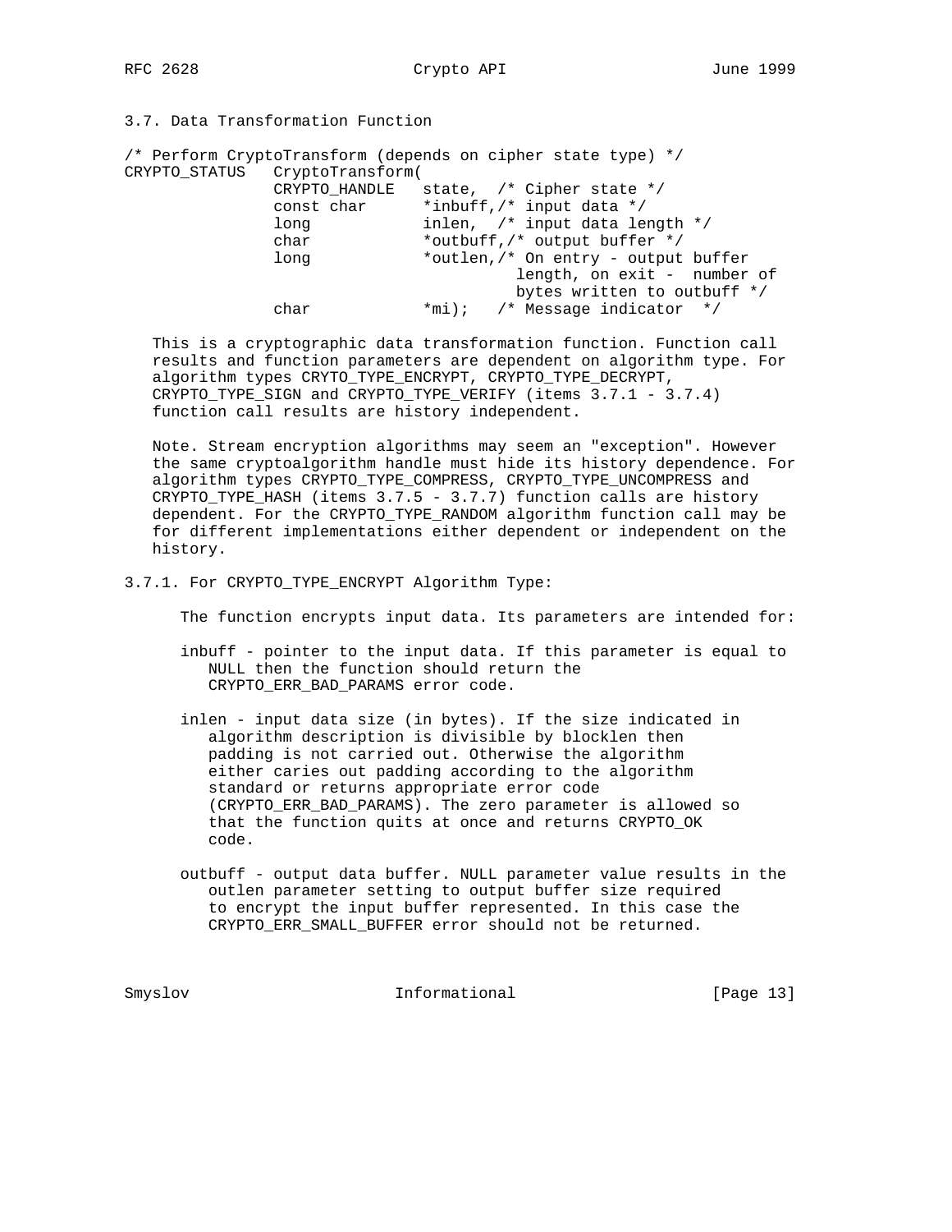### 3.7. Data Transformation Function

```
/* Perform CryptoTransform (depends on cipher state type) */
CRYPTO_STATUS   CryptoTransform(
                CRYPTO_HANDLE   state,  /* Cipher state */
                const char      *inbuff,/* input data */
                long            inlen,  /* input data length */
                char            *outbuff,/* output buffer */
                long            *outlen,/* On entry - output buffer
                                          length, on exit -  number of
                                          bytes written to outbuff */
                char            *mi);   /* Message indicator  */
```

This is a cryptographic data transformation function. Function call results and function parameters are dependent on algorithm type. For algorithm types CRYTO_TYPE_ENCRYPT, CRYPTO_TYPE_DECRYPT, CRYPTO_TYPE_SIGN and CRYPTO_TYPE_VERIFY (items 3.7.1 - 3.7.4) function call results are history independent.

Note. Stream encryption algorithms may seem an "exception". However the same cryptoalgorithm handle must hide its history dependence. For algorithm types CRYPTO_TYPE_COMPRESS, CRYPTO_TYPE_UNCOMPRESS and CRYPTO_TYPE_HASH (items 3.7.5 - 3.7.7) function calls are history dependent. For the CRYPTO_TYPE_RANDOM algorithm function call may be for different implementations either dependent or independent on the history.

#### 3.7.1. For CRYPTO_TYPE_ENCRYPT Algorithm Type:

The function encrypts input data. Its parameters are intended for:

inbuff - pointer to the input data. If this parameter is equal to NULL then the function should return the CRYPTO_ERR_BAD_PARAMS error code.

inlen - input data size (in bytes). If the size indicated in algorithm description is divisible by blocklen then padding is not carried out. Otherwise the algorithm either caries out padding according to the algorithm standard or returns appropriate error code (CRYPTO_ERR_BAD_PARAMS). The zero parameter is allowed so that the function quits at once and returns CRYPTO_OK code.

outbuff - output data buffer. NULL parameter value results in the outlen parameter setting to output buffer size required to encrypt the input buffer represented. In this case the CRYPTO_ERR_SMALL_BUFFER error should not be returned.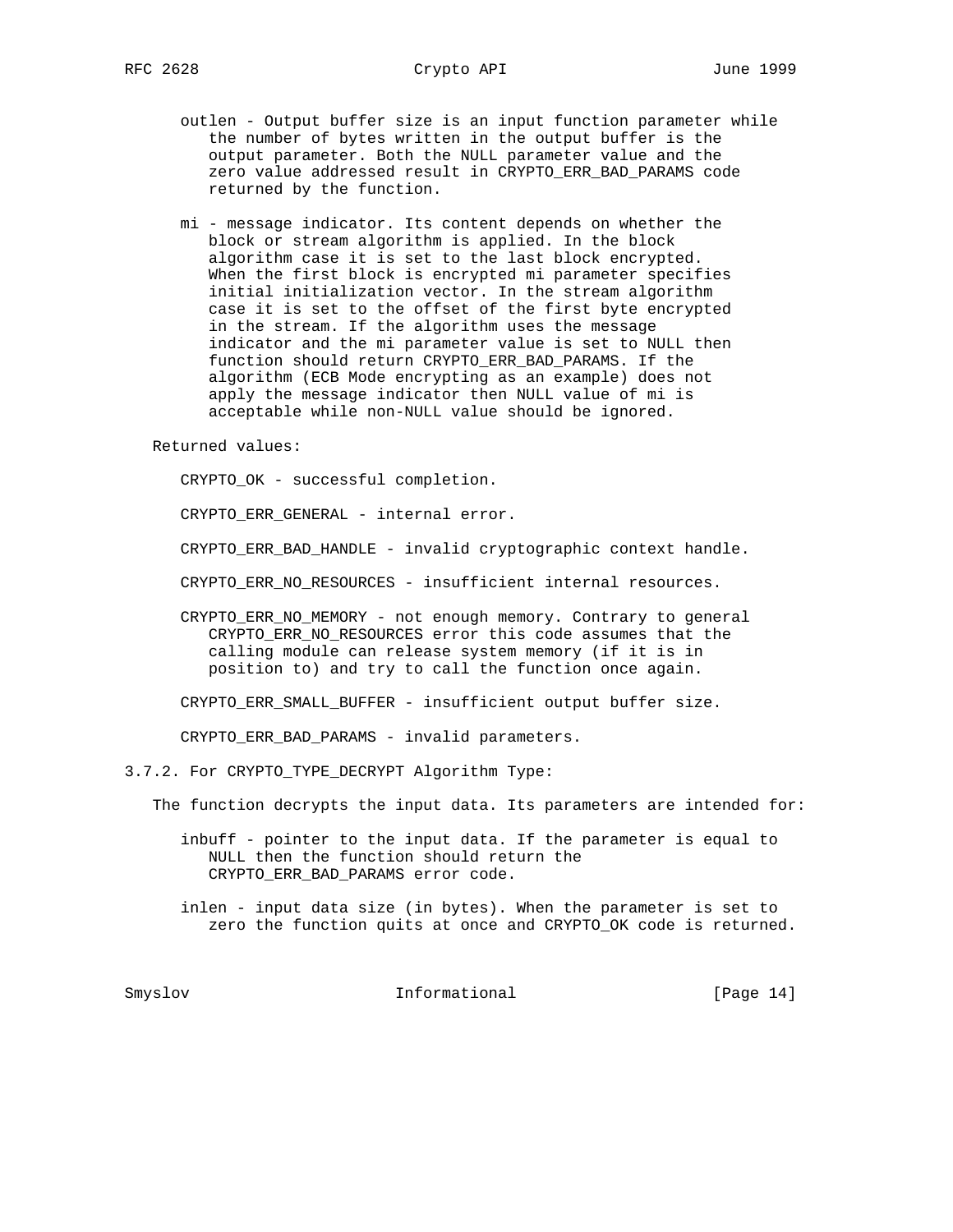outlen - Output buffer size is an input function parameter while the number of bytes written in the output buffer is the output parameter. Both the NULL parameter value and the zero value addressed result in CRYPTO_ERR_BAD_PARAMS code returned by the function.

mi - message indicator. Its content depends on whether the block or stream algorithm is applied. In the block algorithm case it is set to the last block encrypted. When the first block is encrypted mi parameter specifies initial initialization vector. In the stream algorithm case it is set to the offset of the first byte encrypted in the stream. If the algorithm uses the message indicator and the mi parameter value is set to NULL then function should return CRYPTO_ERR_BAD_PARAMS. If the algorithm (ECB Mode encrypting as an example) does not apply the message indicator then NULL value of mi is acceptable while non-NULL value should be ignored.

Returned values:

CRYPTO_OK - successful completion.

CRYPTO_ERR_GENERAL - internal error.

CRYPTO_ERR_BAD_HANDLE - invalid cryptographic context handle.

CRYPTO_ERR_NO_RESOURCES - insufficient internal resources.

CRYPTO_ERR_NO_MEMORY - not enough memory. Contrary to general CRYPTO_ERR_NO_RESOURCES error this code assumes that the calling module can release system memory (if it is in position to) and try to call the function once again.

CRYPTO_ERR_SMALL_BUFFER - insufficient output buffer size.

CRYPTO_ERR_BAD_PARAMS - invalid parameters.

### 3.7.2. For CRYPTO_TYPE_DECRYPT Algorithm Type:

The function decrypts the input data. Its parameters are intended for:

inbuff - pointer to the input data. If the parameter is equal to NULL then the function should return the CRYPTO_ERR_BAD_PARAMS error code.

inlen - input data size (in bytes). When the parameter is set to zero the function quits at once and CRYPTO_OK code is returned.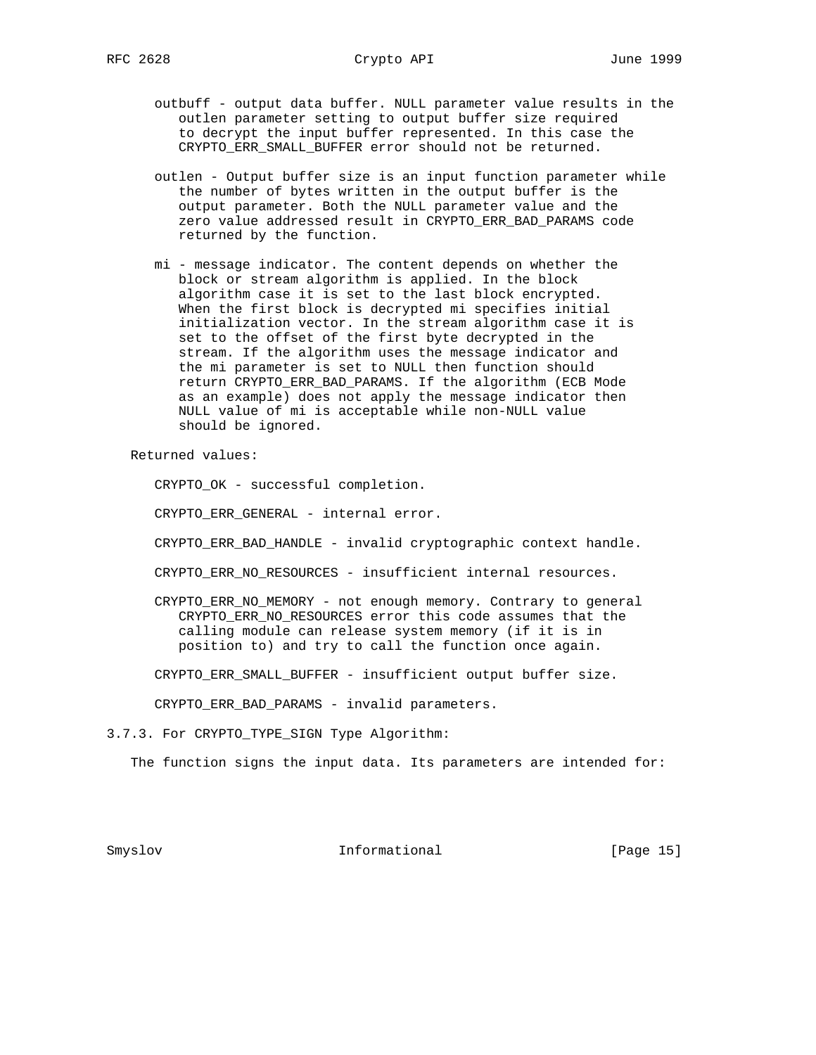outbuff - output data buffer. NULL parameter value results in the outlen parameter setting to output buffer size required to decrypt the input buffer represented. In this case the CRYPTO_ERR_SMALL_BUFFER error should not be returned.

outlen - Output buffer size is an input function parameter while the number of bytes written in the output buffer is the output parameter. Both the NULL parameter value and the zero value addressed result in CRYPTO_ERR_BAD_PARAMS code returned by the function.

mi - message indicator. The content depends on whether the block or stream algorithm is applied. In the block algorithm case it is set to the last block encrypted. When the first block is decrypted mi specifies initial initialization vector. In the stream algorithm case it is set to the offset of the first byte decrypted in the stream. If the algorithm uses the message indicator and the mi parameter is set to NULL then function should return CRYPTO_ERR_BAD_PARAMS. If the algorithm (ECB Mode as an example) does not apply the message indicator then NULL value of mi is acceptable while non-NULL value should be ignored.

Returned values:

CRYPTO_OK - successful completion.

CRYPTO_ERR_GENERAL - internal error.

CRYPTO_ERR_BAD_HANDLE - invalid cryptographic context handle.

CRYPTO_ERR_NO_RESOURCES - insufficient internal resources.

CRYPTO_ERR_NO_MEMORY - not enough memory. Contrary to general CRYPTO_ERR_NO_RESOURCES error this code assumes that the calling module can release system memory (if it is in position to) and try to call the function once again.

CRYPTO_ERR_SMALL_BUFFER - insufficient output buffer size.

CRYPTO_ERR_BAD_PARAMS - invalid parameters.

### 3.7.3. For CRYPTO_TYPE_SIGN Type Algorithm:

The function signs the input data. Its parameters are intended for: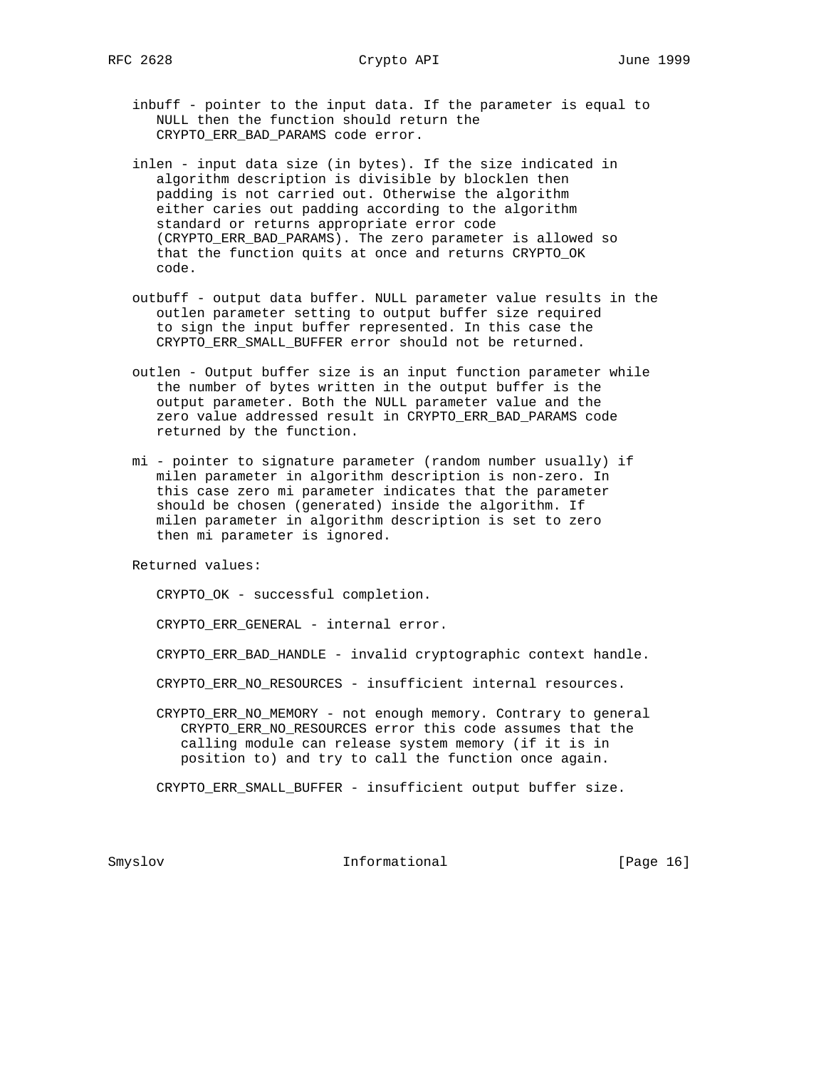inbuff - pointer to the input data. If the parameter is equal to NULL then the function should return the CRYPTO_ERR_BAD_PARAMS code error.

inlen - input data size (in bytes). If the size indicated in algorithm description is divisible by blocklen then padding is not carried out. Otherwise the algorithm either caries out padding according to the algorithm standard or returns appropriate error code (CRYPTO_ERR_BAD_PARAMS). The zero parameter is allowed so that the function quits at once and returns CRYPTO_OK code.

outbuff - output data buffer. NULL parameter value results in the outlen parameter setting to output buffer size required to sign the input buffer represented. In this case the CRYPTO_ERR_SMALL_BUFFER error should not be returned.

outlen - Output buffer size is an input function parameter while the number of bytes written in the output buffer is the output parameter. Both the NULL parameter value and the zero value addressed result in CRYPTO_ERR_BAD_PARAMS code returned by the function.

mi - pointer to signature parameter (random number usually) if milen parameter in algorithm description is non-zero. In this case zero mi parameter indicates that the parameter should be chosen (generated) inside the algorithm. If milen parameter in algorithm description is set to zero then mi parameter is ignored.

Returned values:

CRYPTO_OK - successful completion.

CRYPTO_ERR_GENERAL - internal error.

CRYPTO_ERR_BAD_HANDLE - invalid cryptographic context handle.

CRYPTO_ERR_NO_RESOURCES - insufficient internal resources.

CRYPTO_ERR_NO_MEMORY - not enough memory. Contrary to general CRYPTO_ERR_NO_RESOURCES error this code assumes that the calling module can release system memory (if it is in position to) and try to call the function once again.

CRYPTO_ERR_SMALL_BUFFER - insufficient output buffer size.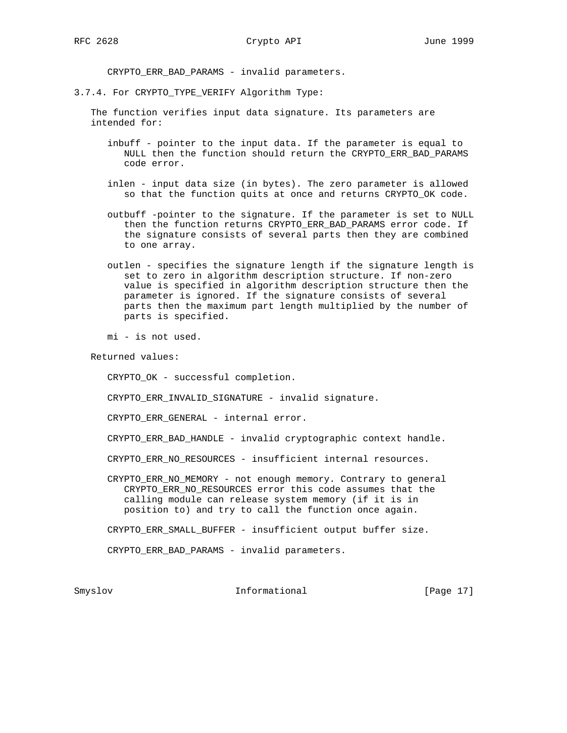CRYPTO_ERR_BAD_PARAMS - invalid parameters.

### 3.7.4. For CRYPTO_TYPE_VERIFY Algorithm Type:

The function verifies input data signature. Its parameters are intended for:

- inbuff - pointer to the input data. If the parameter is equal to NULL then the function should return the CRYPTO_ERR_BAD_PARAMS code error.

- inlen - input data size (in bytes). The zero parameter is allowed so that the function quits at once and returns CRYPTO_OK code.

- outbuff -pointer to the signature. If the parameter is set to NULL then the function returns CRYPTO_ERR_BAD_PARAMS error code. If the signature consists of several parts then they are combined to one array.

- outlen - specifies the signature length if the signature length is set to zero in algorithm description structure. If non-zero value is specified in algorithm description structure then the parameter is ignored. If the signature consists of several parts then the maximum part length multiplied by the number of parts is specified.

- mi - is not used.

Returned values:

- CRYPTO_OK - successful completion.

- CRYPTO_ERR_INVALID_SIGNATURE - invalid signature.

- CRYPTO_ERR_GENERAL - internal error.

- CRYPTO_ERR_BAD_HANDLE - invalid cryptographic context handle.

- CRYPTO_ERR_NO_RESOURCES - insufficient internal resources.

- CRYPTO_ERR_NO_MEMORY - not enough memory. Contrary to general CRYPTO_ERR_NO_RESOURCES error this code assumes that the calling module can release system memory (if it is in position to) and try to call the function once again.

- CRYPTO_ERR_SMALL_BUFFER - insufficient output buffer size.

- CRYPTO_ERR_BAD_PARAMS - invalid parameters.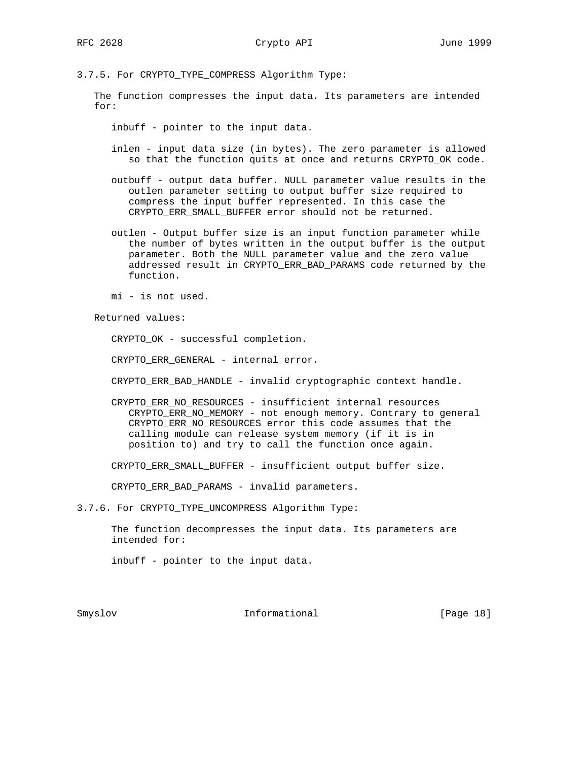### 3.7.5. For CRYPTO_TYPE_COMPRESS Algorithm Type:

The function compresses the input data. Its parameters are intended for:

inbuff - pointer to the input data.

inlen - input data size (in bytes). The zero parameter is allowed so that the function quits at once and returns CRYPTO_OK code.

outbuff - output data buffer. NULL parameter value results in the outlen parameter setting to output buffer size required to compress the input buffer represented. In this case the CRYPTO_ERR_SMALL_BUFFER error should not be returned.

outlen - Output buffer size is an input function parameter while the number of bytes written in the output buffer is the output parameter. Both the NULL parameter value and the zero value addressed result in CRYPTO_ERR_BAD_PARAMS code returned by the function.

mi - is not used.

Returned values:

CRYPTO_OK - successful completion.

CRYPTO_ERR_GENERAL - internal error.

CRYPTO_ERR_BAD_HANDLE - invalid cryptographic context handle.

CRYPTO_ERR_NO_RESOURCES - insufficient internal resources CRYPTO_ERR_NO_MEMORY - not enough memory. Contrary to general CRYPTO_ERR_NO_RESOURCES error this code assumes that the calling module can release system memory (if it is in position to) and try to call the function once again.

CRYPTO_ERR_SMALL_BUFFER - insufficient output buffer size.

CRYPTO_ERR_BAD_PARAMS - invalid parameters.

### 3.7.6. For CRYPTO_TYPE_UNCOMPRESS Algorithm Type:

The function decompresses the input data. Its parameters are intended for:

inbuff - pointer to the input data.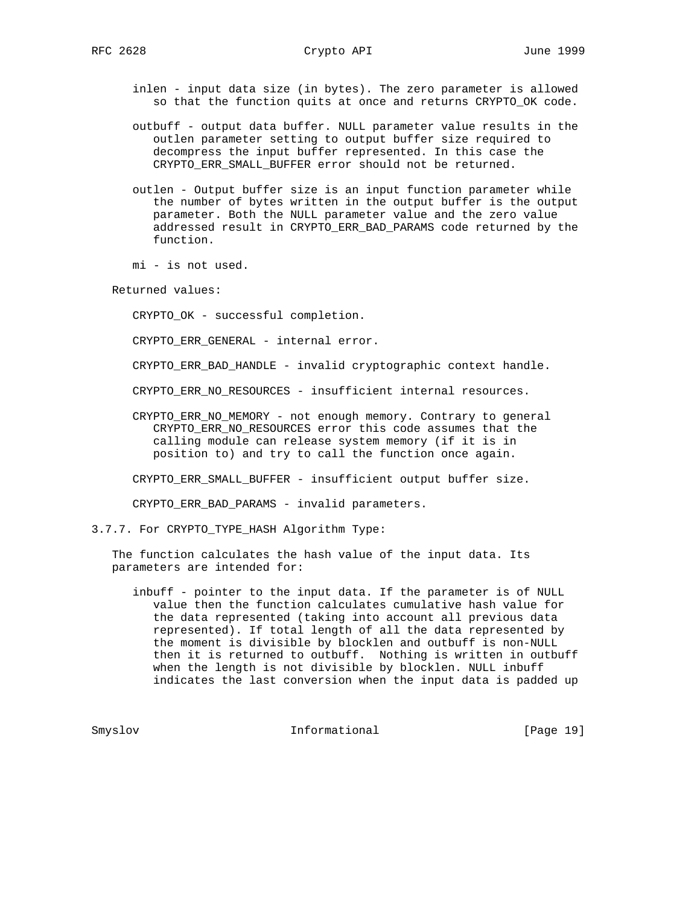inlen - input data size (in bytes). The zero parameter is allowed so that the function quits at once and returns CRYPTO_OK code.

outbuff - output data buffer. NULL parameter value results in the outlen parameter setting to output buffer size required to decompress the input buffer represented. In this case the CRYPTO_ERR_SMALL_BUFFER error should not be returned.

outlen - Output buffer size is an input function parameter while the number of bytes written in the output buffer is the output parameter. Both the NULL parameter value and the zero value addressed result in CRYPTO_ERR_BAD_PARAMS code returned by the function.

mi - is not used.

Returned values:

CRYPTO_OK - successful completion.

CRYPTO_ERR_GENERAL - internal error.

CRYPTO_ERR_BAD_HANDLE - invalid cryptographic context handle.

CRYPTO_ERR_NO_RESOURCES - insufficient internal resources.

CRYPTO_ERR_NO_MEMORY - not enough memory. Contrary to general CRYPTO_ERR_NO_RESOURCES error this code assumes that the calling module can release system memory (if it is in position to) and try to call the function once again.

CRYPTO_ERR_SMALL_BUFFER - insufficient output buffer size.

CRYPTO_ERR_BAD_PARAMS - invalid parameters.

### 3.7.7. For CRYPTO_TYPE_HASH Algorithm Type:

The function calculates the hash value of the input data. Its parameters are intended for:

inbuff - pointer to the input data. If the parameter is of NULL value then the function calculates cumulative hash value for the data represented (taking into account all previous data represented). If total length of all the data represented by the moment is divisible by blocklen and outbuff is non-NULL then it is returned to outbuff. Nothing is written in outbuff when the length is not divisible by blocklen. NULL inbuff indicates the last conversion when the input data is padded up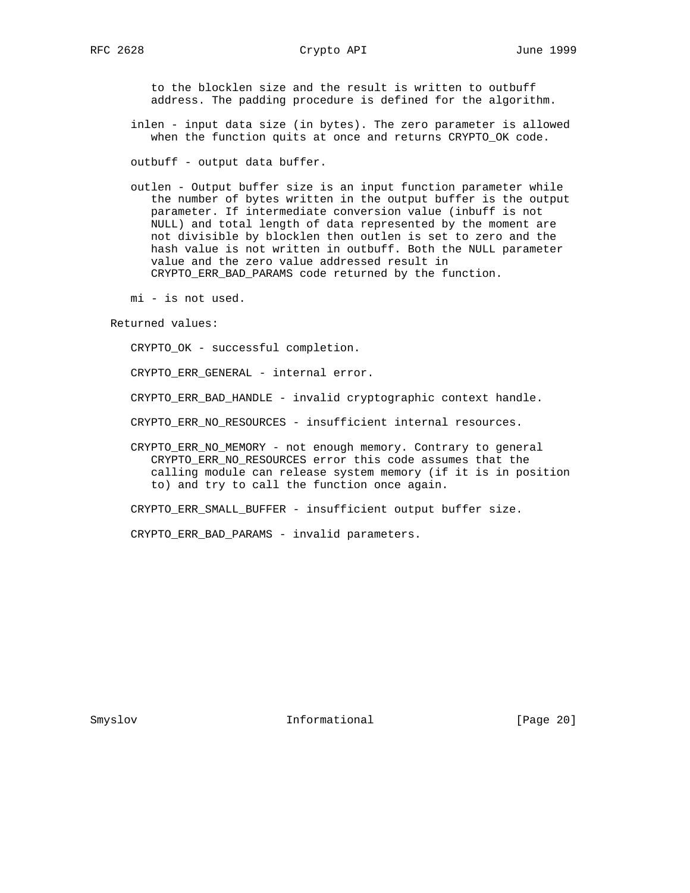to the blocklen size and the result is written to outbuff address. The padding procedure is defined for the algorithm.

inlen - input data size (in bytes). The zero parameter is allowed when the function quits at once and returns CRYPTO_OK code.

outbuff - output data buffer.

outlen - Output buffer size is an input function parameter while the number of bytes written in the output buffer is the output parameter. If intermediate conversion value (inbuff is not NULL) and total length of data represented by the moment are not divisible by blocklen then outlen is set to zero and the hash value is not written in outbuff. Both the NULL parameter value and the zero value addressed result in CRYPTO_ERR_BAD_PARAMS code returned by the function.

mi - is not used.

Returned values:

CRYPTO_OK - successful completion.

CRYPTO_ERR_GENERAL - internal error.

CRYPTO_ERR_BAD_HANDLE - invalid cryptographic context handle.

CRYPTO_ERR_NO_RESOURCES - insufficient internal resources.

CRYPTO_ERR_NO_MEMORY - not enough memory. Contrary to general CRYPTO_ERR_NO_RESOURCES error this code assumes that the calling module can release system memory (if it is in position to) and try to call the function once again.

CRYPTO_ERR_SMALL_BUFFER - insufficient output buffer size.

CRYPTO_ERR_BAD_PARAMS - invalid parameters.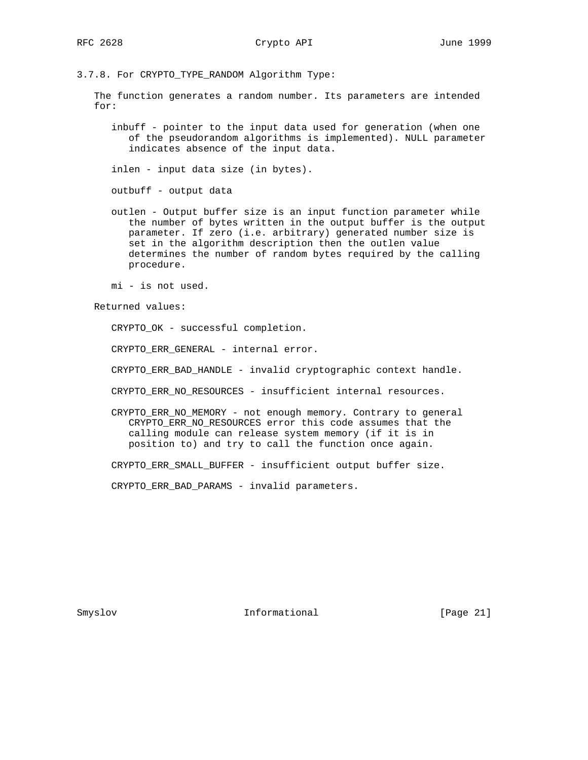### 3.7.8. For CRYPTO_TYPE_RANDOM Algorithm Type:

The function generates a random number. Its parameters are intended for:

inbuff - pointer to the input data used for generation (when one of the pseudorandom algorithms is implemented). NULL parameter indicates absence of the input data.

inlen - input data size (in bytes).

outbuff - output data

outlen - Output buffer size is an input function parameter while the number of bytes written in the output buffer is the output parameter. If zero (i.e. arbitrary) generated number size is set in the algorithm description then the outlen value determines the number of random bytes required by the calling procedure.

mi - is not used.

Returned values:

CRYPTO_OK - successful completion.

CRYPTO_ERR_GENERAL - internal error.

CRYPTO_ERR_BAD_HANDLE - invalid cryptographic context handle.

CRYPTO_ERR_NO_RESOURCES - insufficient internal resources.

CRYPTO_ERR_NO_MEMORY - not enough memory. Contrary to general CRYPTO_ERR_NO_RESOURCES error this code assumes that the calling module can release system memory (if it is in position to) and try to call the function once again.

CRYPTO_ERR_SMALL_BUFFER - insufficient output buffer size.

CRYPTO_ERR_BAD_PARAMS - invalid parameters.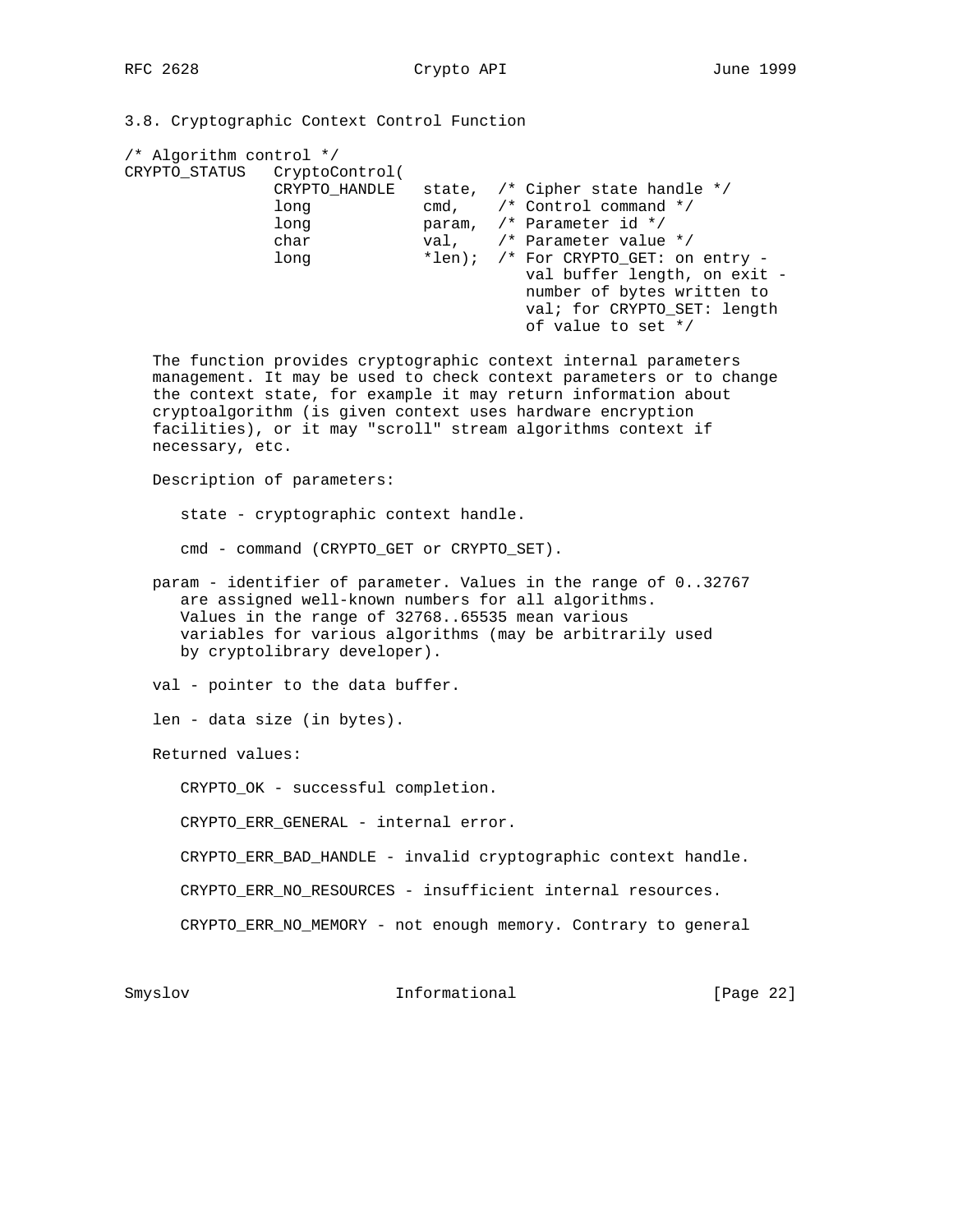### 3.8. Cryptographic Context Control Function

```
/* Algorithm control */
CRYPTO_STATUS   CryptoControl(
                CRYPTO_HANDLE   state,  /* Cipher state handle */
                long            cmd,    /* Control command */
                long            param,  /* Parameter id */
                char            val,    /* Parameter value */
                long            *len);  /* For CRYPTO_GET: on entry -
                                           val buffer length, on exit -
                                           number of bytes written to
                                           val; for CRYPTO_SET: length
                                           of value to set */
```

The function provides cryptographic context internal parameters management. It may be used to check context parameters or to change the context state, for example it may return information about cryptoalgorithm (is given context uses hardware encryption facilities), or it may "scroll" stream algorithms context if necessary, etc.

Description of parameters:

state - cryptographic context handle.

cmd - command (CRYPTO_GET or CRYPTO_SET).

param - identifier of parameter. Values in the range of 0..32767 are assigned well-known numbers for all algorithms. Values in the range of 32768..65535 mean various variables for various algorithms (may be arbitrarily used by cryptolibrary developer).

val - pointer to the data buffer.

len - data size (in bytes).

Returned values:

CRYPTO_OK - successful completion.

CRYPTO_ERR_GENERAL - internal error.

CRYPTO_ERR_BAD_HANDLE - invalid cryptographic context handle.

CRYPTO_ERR_NO_RESOURCES - insufficient internal resources.

CRYPTO_ERR_NO_MEMORY - not enough memory. Contrary to general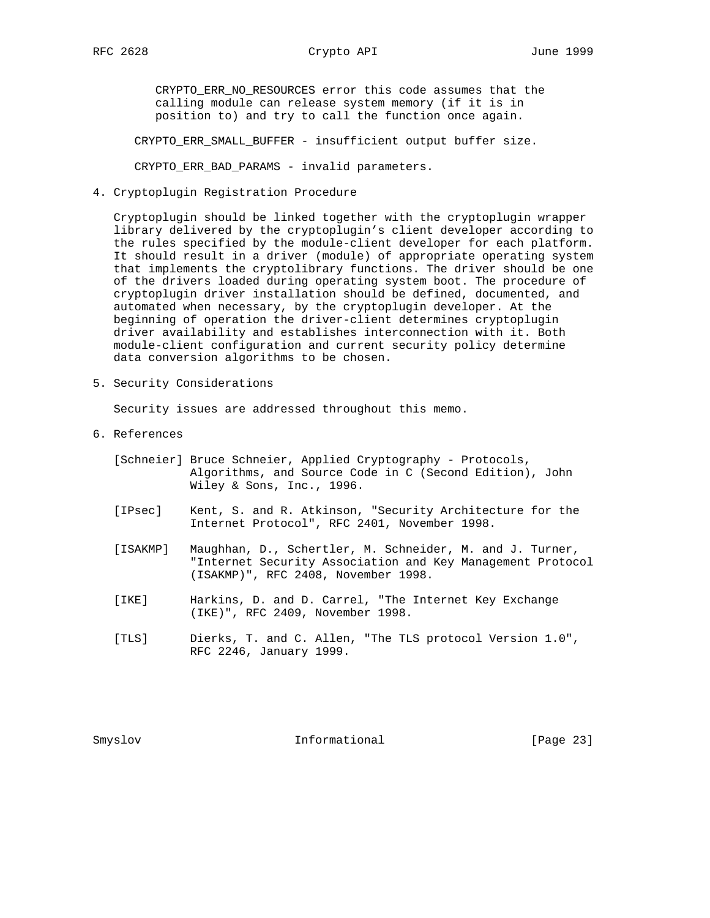CRYPTO_ERR_NO_RESOURCES error this code assumes that the calling module can release system memory (if it is in position to) and try to call the function once again.

CRYPTO_ERR_SMALL_BUFFER - insufficient output buffer size.

CRYPTO_ERR_BAD_PARAMS - invalid parameters.

## 4. Cryptoplugin Registration Procedure

Cryptoplugin should be linked together with the cryptoplugin wrapper library delivered by the cryptoplugin's client developer according to the rules specified by the module-client developer for each platform. It should result in a driver (module) of appropriate operating system that implements the cryptolibrary functions. The driver should be one of the drivers loaded during operating system boot. The procedure of cryptoplugin driver installation should be defined, documented, and automated when necessary, by the cryptoplugin developer. At the beginning of operation the driver-client determines cryptoplugin driver availability and establishes interconnection with it. Both module-client configuration and current security policy determine data conversion algorithms to be chosen.

## 5. Security Considerations

Security issues are addressed throughout this memo.

## 6. References

[Schneier] Bruce Schneier, Applied Cryptography - Protocols, Algorithms, and Source Code in C (Second Edition), John Wiley & Sons, Inc., 1996.

[IPsec] Kent, S. and R. Atkinson, "Security Architecture for the Internet Protocol", RFC 2401, November 1998.

[ISAKMP] Maughhan, D., Schertler, M. Schneider, M. and J. Turner, "Internet Security Association and Key Management Protocol (ISAKMP)", RFC 2408, November 1998.

[IKE] Harkins, D. and D. Carrel, "The Internet Key Exchange (IKE)", RFC 2409, November 1998.

[TLS] Dierks, T. and C. Allen, "The TLS protocol Version 1.0", RFC 2246, January 1999.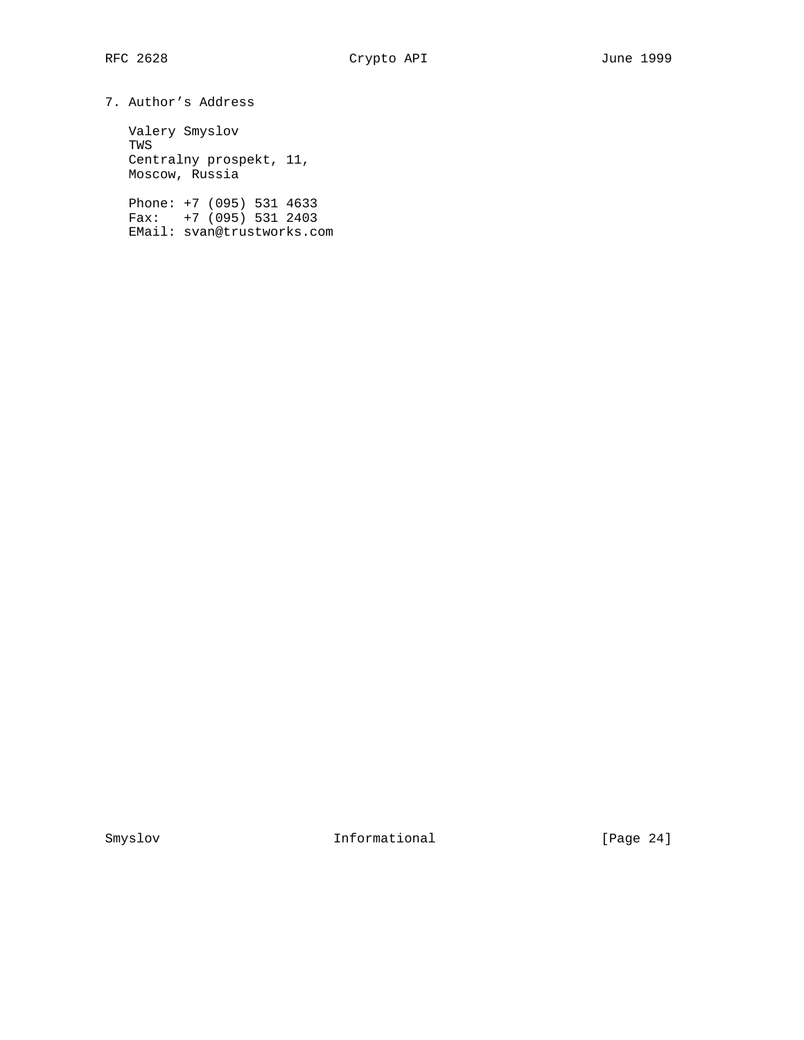## 7. Author's Address

Valery Smyslov
TWS
Centralny prospekt, 11,
Moscow, Russia

Phone: +7 (095) 531 4633
Fax:   +7 (095) 531 2403
EMail: svan@trustworks.com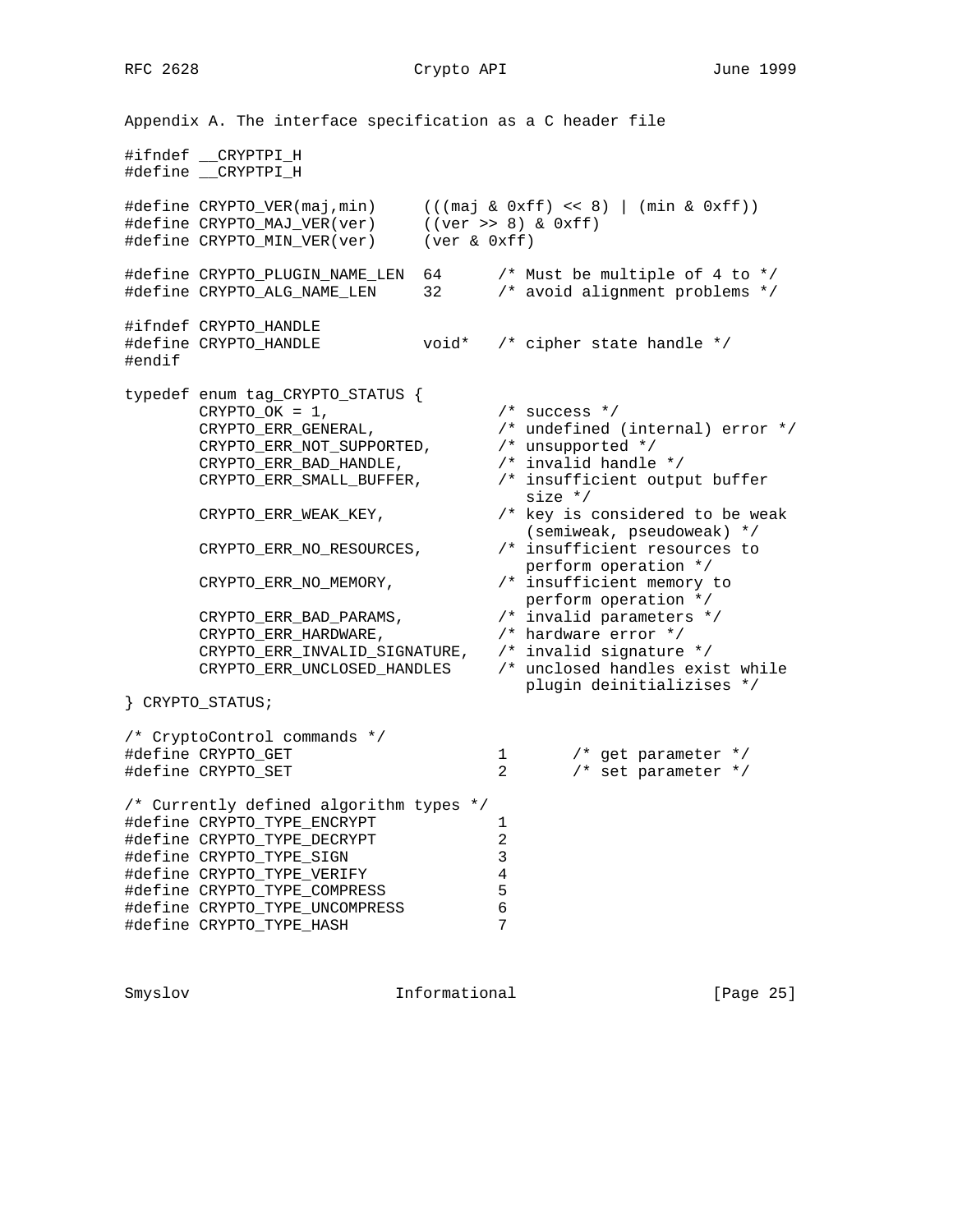Appendix A. The interface specification as a C header file

```c
#ifndef __CRYPTPI_H
#define __CRYPTPI_H

#define CRYPTO_VER(maj,min)     (((maj & 0xff) << 8) | (min & 0xff))
#define CRYPTO_MAJ_VER(ver)     ((ver >> 8) & 0xff)
#define CRYPTO_MIN_VER(ver)     (ver & 0xff)

#define CRYPTO_PLUGIN_NAME_LEN  64      /* Must be multiple of 4 to */
#define CRYPTO_ALG_NAME_LEN     32      /* avoid alignment problems */

#ifndef CRYPTO_HANDLE
#define CRYPTO_HANDLE           void*   /* cipher state handle */
#endif

typedef enum tag_CRYPTO_STATUS {
        CRYPTO_OK = 1,                  /* success */
        CRYPTO_ERR_GENERAL,             /* undefined (internal) error */
        CRYPTO_ERR_NOT_SUPPORTED,       /* unsupported */
        CRYPTO_ERR_BAD_HANDLE,          /* invalid handle */
        CRYPTO_ERR_SMALL_BUFFER,        /* insufficient output buffer
                                           size */
        CRYPTO_ERR_WEAK_KEY,            /* key is considered to be weak
                                           (semiweak, pseudoweak) */
        CRYPTO_ERR_NO_RESOURCES,        /* insufficient resources to
                                           perform operation */
        CRYPTO_ERR_NO_MEMORY,           /* insufficient memory to
                                           perform operation */
        CRYPTO_ERR_BAD_PARAMS,          /* invalid parameters */
        CRYPTO_ERR_HARDWARE,            /* hardware error */
        CRYPTO_ERR_INVALID_SIGNATURE,   /* invalid signature */
        CRYPTO_ERR_UNCLOSED_HANDLES     /* unclosed handles exist while
                                           plugin deinitializises */
} CRYPTO_STATUS;

/* CryptoControl commands */
#define CRYPTO_GET                      1       /* get parameter */
#define CRYPTO_SET                      2       /* set parameter */

/* Currently defined algorithm types */
#define CRYPTO_TYPE_ENCRYPT             1
#define CRYPTO_TYPE_DECRYPT             2
#define CRYPTO_TYPE_SIGN                3
#define CRYPTO_TYPE_VERIFY              4
#define CRYPTO_TYPE_COMPRESS            5
#define CRYPTO_TYPE_UNCOMPRESS          6
#define CRYPTO_TYPE_HASH                7
```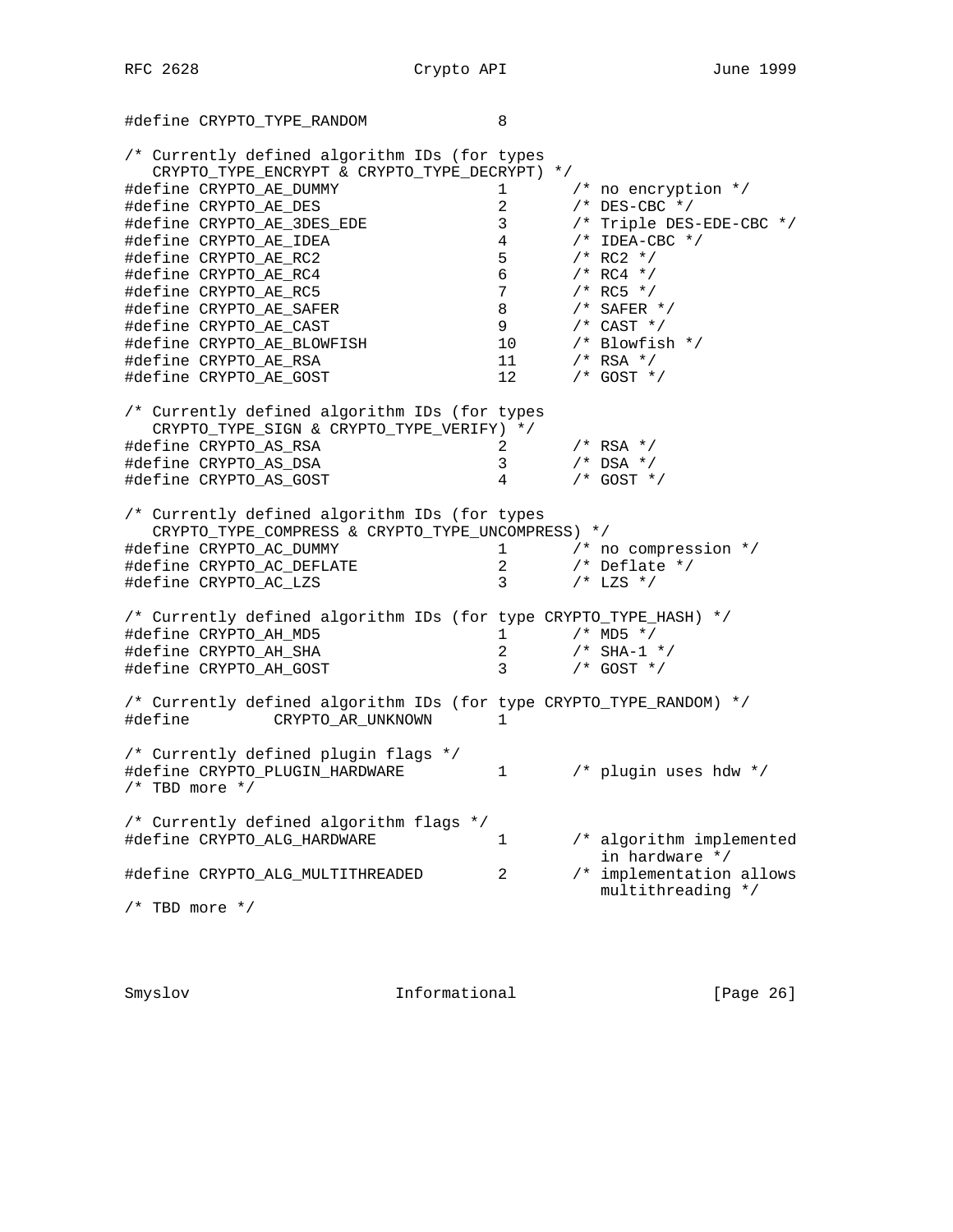```
#define CRYPTO_TYPE_RANDOM              8

/* Currently defined algorithm IDs (for types
   CRYPTO_TYPE_ENCRYPT & CRYPTO_TYPE_DECRYPT) */
#define CRYPTO_AE_DUMMY                 1       /* no encryption */
#define CRYPTO_AE_DES                   2       /* DES-CBC */
#define CRYPTO_AE_3DES_EDE              3       /* Triple DES-EDE-CBC */
#define CRYPTO_AE_IDEA                  4       /* IDEA-CBC */
#define CRYPTO_AE_RC2                   5       /* RC2 */
#define CRYPTO_AE_RC4                   6       /* RC4 */
#define CRYPTO_AE_RC5                   7       /* RC5 */
#define CRYPTO_AE_SAFER                 8       /* SAFER */
#define CRYPTO_AE_CAST                  9       /* CAST */
#define CRYPTO_AE_BLOWFISH              10      /* Blowfish */
#define CRYPTO_AE_RSA                   11      /* RSA */
#define CRYPTO_AE_GOST                  12      /* GOST */

/* Currently defined algorithm IDs (for types
   CRYPTO_TYPE_SIGN & CRYPTO_TYPE_VERIFY) */
#define CRYPTO_AS_RSA                   2       /* RSA */
#define CRYPTO_AS_DSA                   3       /* DSA */
#define CRYPTO_AS_GOST                  4       /* GOST */

/* Currently defined algorithm IDs (for types
   CRYPTO_TYPE_COMPRESS & CRYPTO_TYPE_UNCOMPRESS) */
#define CRYPTO_AC_DUMMY                 1       /* no compression */
#define CRYPTO_AC_DEFLATE               2       /* Deflate */
#define CRYPTO_AC_LZS                   3       /* LZS */

/* Currently defined algorithm IDs (for type CRYPTO_TYPE_HASH) */
#define CRYPTO_AH_MD5                   1       /* MD5 */
#define CRYPTO_AH_SHA                   2       /* SHA-1 */
#define CRYPTO_AH_GOST                  3       /* GOST */

/* Currently defined algorithm IDs (for type CRYPTO_TYPE_RANDOM) */
#define         CRYPTO_AR_UNKNOWN       1

/* Currently defined plugin flags */
#define CRYPTO_PLUGIN_HARDWARE          1       /* plugin uses hdw */
/* TBD more */

/* Currently defined algorithm flags */
#define CRYPTO_ALG_HARDWARE             1       /* algorithm implemented
                                                   in hardware */
#define CRYPTO_ALG_MULTITHREADED        2       /* implementation allows
                                                   multithreading */
/* TBD more */
```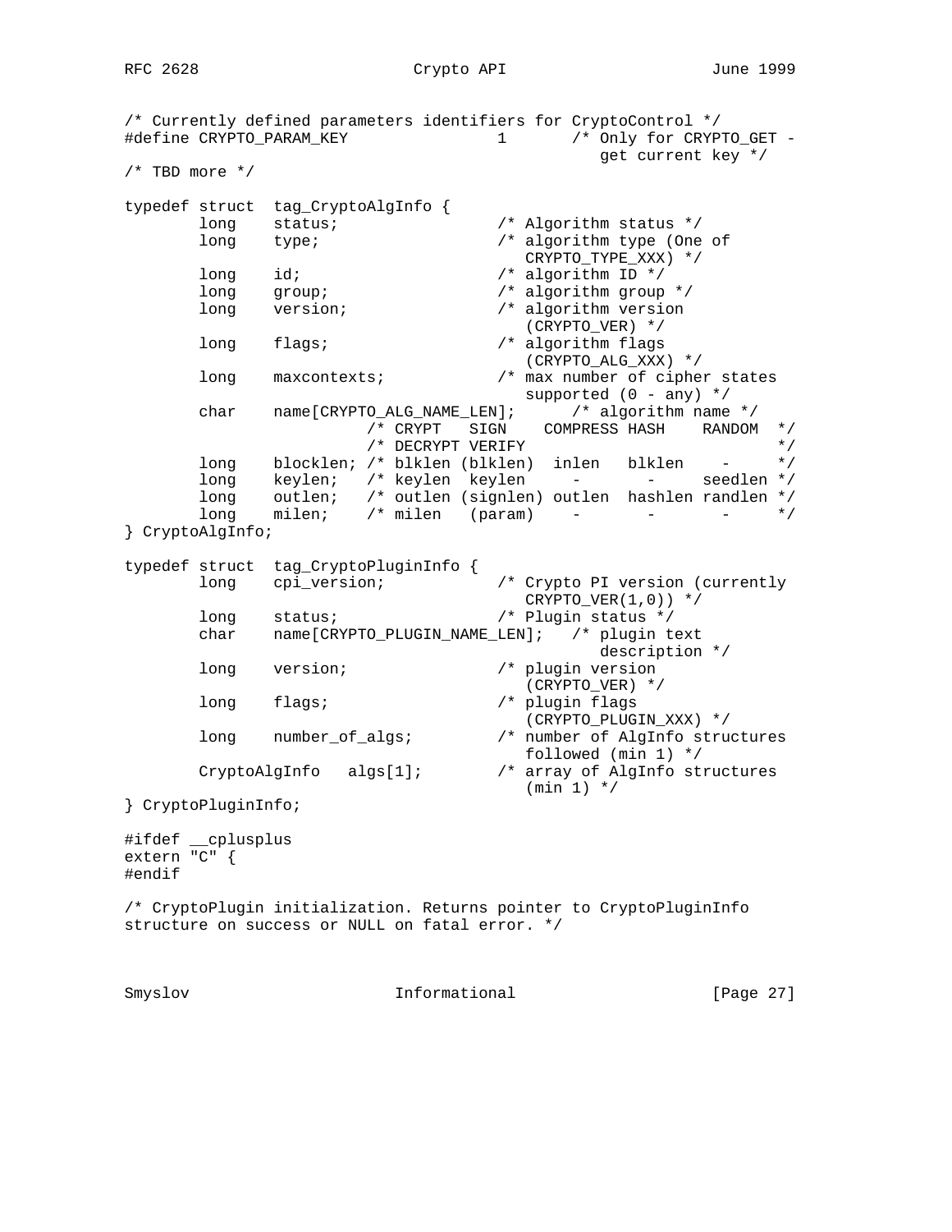```
/* Currently defined parameters identifiers for CryptoControl */
#define CRYPTO_PARAM_KEY              1       /* Only for CRYPTO_GET -
                                                 get current key */
/* TBD more */

typedef struct  tag_CryptoAlgInfo {
        long    status;                 /* Algorithm status */
        long    type;                   /* algorithm type (One of
                                           CRYPTO_TYPE_XXX) */
        long    id;                     /* algorithm ID */
        long    group;                  /* algorithm group */
        long    version;                /* algorithm version
                                           (CRYPTO_VER) */
        long    flags;                  /* algorithm flags
                                           (CRYPTO_ALG_XXX) */
        long    maxcontexts;            /* max number of cipher states
                                           supported (0 - any) */
        char    name[CRYPTO_ALG_NAME_LEN];      /* algorithm name */
                        /* CRYPT   SIGN    COMPRESS HASH    RANDOM  */
                        /* DECRYPT VERIFY                           */
        long    blocklen; /* blklen (blklen)  inlen   blklen    -     */
        long    keylen;   /* keylen  keylen     -       -     seedlen */
        long    outlen;   /* outlen (signlen) outlen  hashlen randlen */
        long    milen;    /* milen   (param)    -       -       -     */
} CryptoAlgInfo;

typedef struct  tag_CryptoPluginInfo {
        long    cpi_version;            /* Crypto PI version (currently
                                           CRYPTO_VER(1,0)) */
        long    status;                 /* Plugin status */
        char    name[CRYPTO_PLUGIN_NAME_LEN];   /* plugin text
                                                   description */
        long    version;                /* plugin version
                                           (CRYPTO_VER) */
        long    flags;                  /* plugin flags
                                           (CRYPTO_PLUGIN_XXX) */
        long    number_of_algs;         /* number of AlgInfo structures
                                           followed (min 1) */
        CryptoAlgInfo   algs[1];        /* array of AlgInfo structures
                                           (min 1) */
} CryptoPluginInfo;

#ifdef __cplusplus
extern "C" {
#endif

/* CryptoPlugin initialization. Returns pointer to CryptoPluginInfo
structure on success or NULL on fatal error. */
```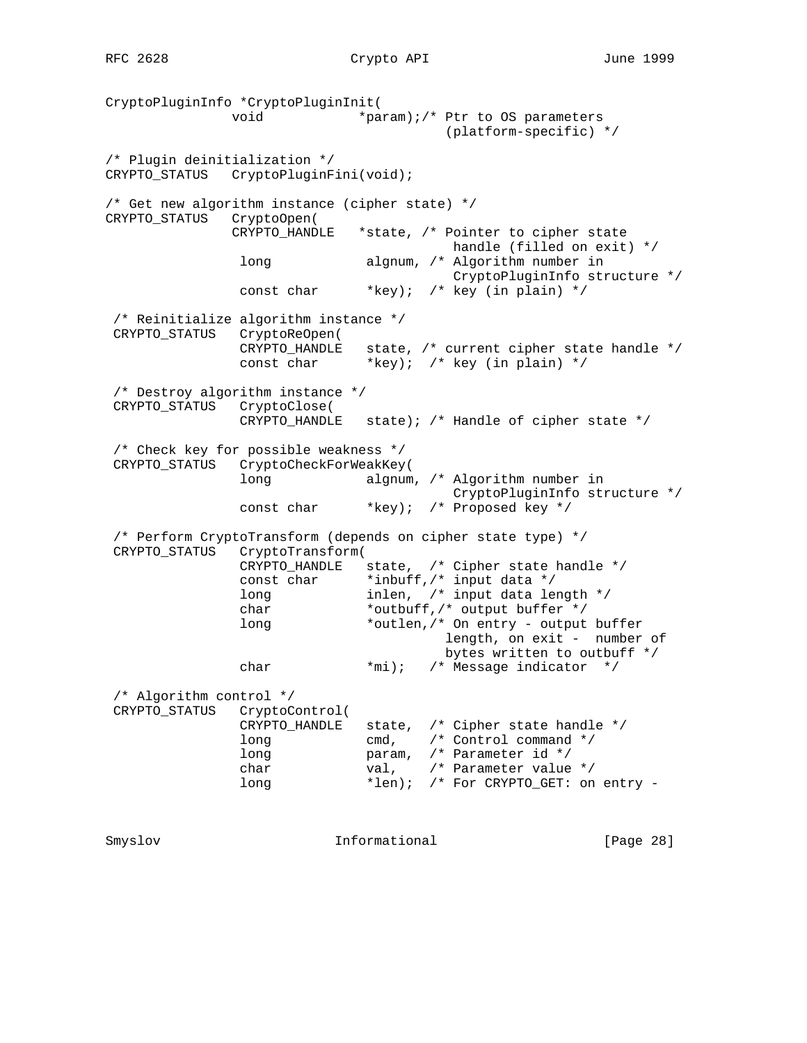```
CryptoPluginInfo *CryptoPluginInit(
               void            *param);/* Ptr to OS parameters
                                          (platform-specific) */

/* Plugin deinitialization */
CRYPTO_STATUS   CryptoPluginFini(void);

/* Get new algorithm instance (cipher state) */
CRYPTO_STATUS   CryptoOpen(
               CRYPTO_HANDLE   *state, /* Pointer to cipher state
                                           handle (filled on exit) */
                long            algnum, /* Algorithm number in
                                           CryptoPluginInfo structure */
                const char      *key);  /* key (in plain) */

 /* Reinitialize algorithm instance */
 CRYPTO_STATUS   CryptoReOpen(
                CRYPTO_HANDLE   state, /* current cipher state handle */
                const char      *key);  /* key (in plain) */

 /* Destroy algorithm instance */
 CRYPTO_STATUS   CryptoClose(
                CRYPTO_HANDLE   state); /* Handle of cipher state */

 /* Check key for possible weakness */
 CRYPTO_STATUS   CryptoCheckForWeakKey(
                long            algnum, /* Algorithm number in
                                           CryptoPluginInfo structure */
                const char      *key);  /* Proposed key */

 /* Perform CryptoTransform (depends on cipher state type) */
 CRYPTO_STATUS   CryptoTransform(
                CRYPTO_HANDLE   state,  /* Cipher state handle */
                const char      *inbuff,/* input data */
                long            inlen,  /* input data length */
                char            *outbuff,/* output buffer */
                long            *outlen,/* On entry - output buffer
                                          length, on exit -  number of
                                          bytes written to outbuff */
                char            *mi);   /* Message indicator  */

 /* Algorithm control */
 CRYPTO_STATUS   CryptoControl(
                CRYPTO_HANDLE   state,  /* Cipher state handle */
                long            cmd,    /* Control command */
                long            param,  /* Parameter id */
                char            val,    /* Parameter value */
                long            *len);  /* For CRYPTO_GET: on entry -
```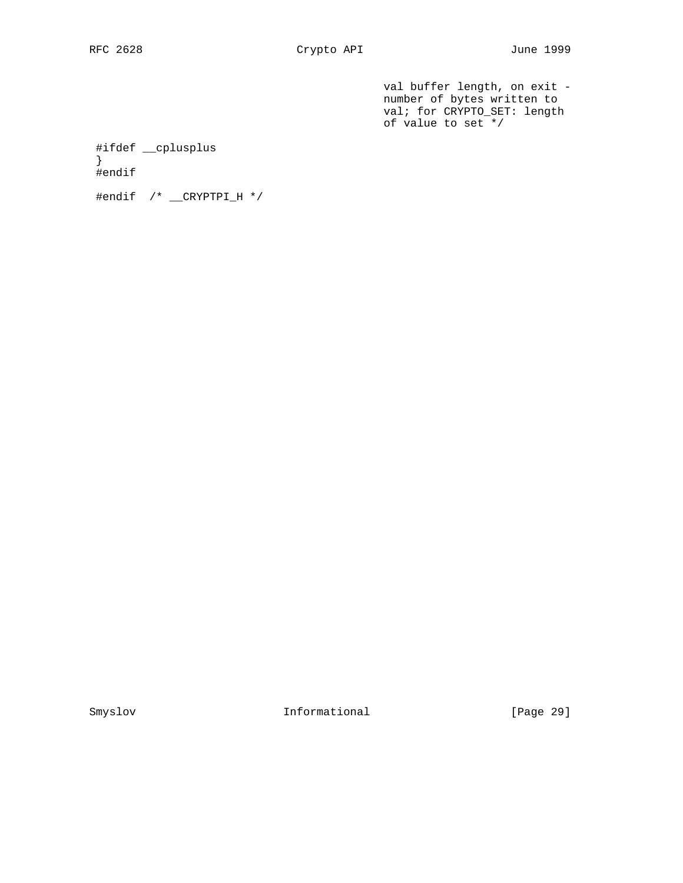```
                                              val buffer length, on exit -
                                              number of bytes written to
                                              val; for CRYPTO_SET: length
                                              of value to set */

#ifdef __cplusplus
}
#endif

#endif  /* __CRYPTPI_H */
```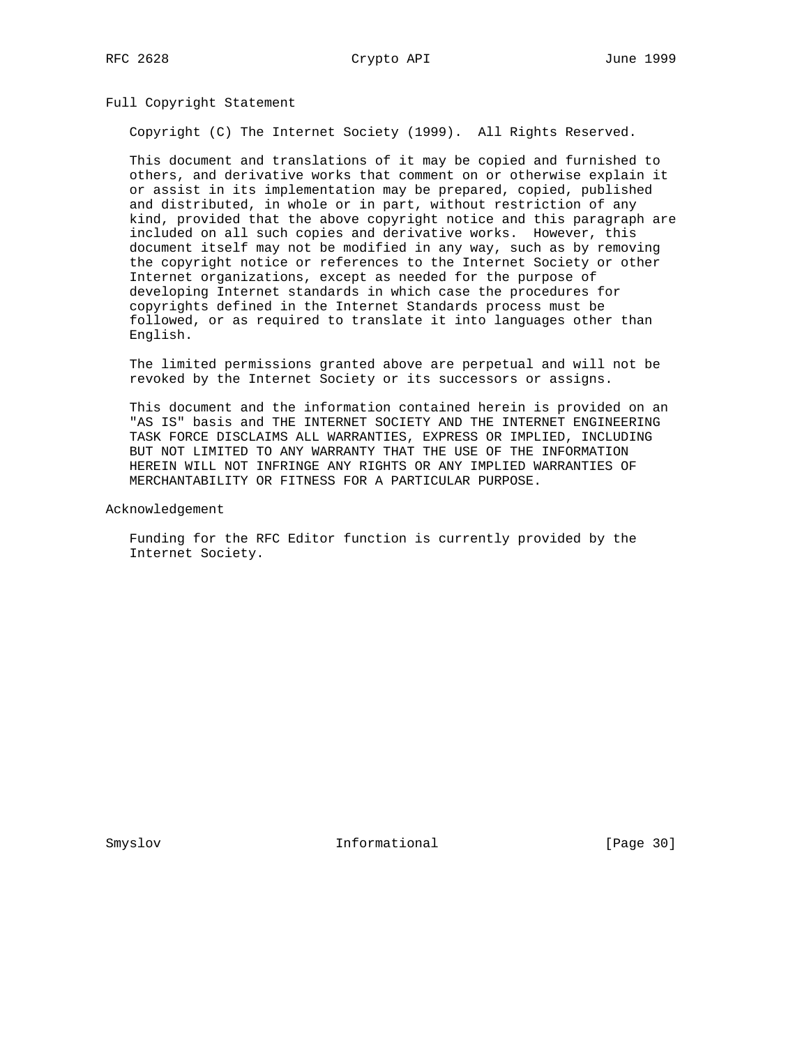## Full Copyright Statement

Copyright (C) The Internet Society (1999). All Rights Reserved.

This document and translations of it may be copied and furnished to others, and derivative works that comment on or otherwise explain it or assist in its implementation may be prepared, copied, published and distributed, in whole or in part, without restriction of any kind, provided that the above copyright notice and this paragraph are included on all such copies and derivative works. However, this document itself may not be modified in any way, such as by removing the copyright notice or references to the Internet Society or other Internet organizations, except as needed for the purpose of developing Internet standards in which case the procedures for copyrights defined in the Internet Standards process must be followed, or as required to translate it into languages other than English.

The limited permissions granted above are perpetual and will not be revoked by the Internet Society or its successors or assigns.

This document and the information contained herein is provided on an "AS IS" basis and THE INTERNET SOCIETY AND THE INTERNET ENGINEERING TASK FORCE DISCLAIMS ALL WARRANTIES, EXPRESS OR IMPLIED, INCLUDING BUT NOT LIMITED TO ANY WARRANTY THAT THE USE OF THE INFORMATION HEREIN WILL NOT INFRINGE ANY RIGHTS OR ANY IMPLIED WARRANTIES OF MERCHANTABILITY OR FITNESS FOR A PARTICULAR PURPOSE.

## Acknowledgement

Funding for the RFC Editor function is currently provided by the Internet Society.